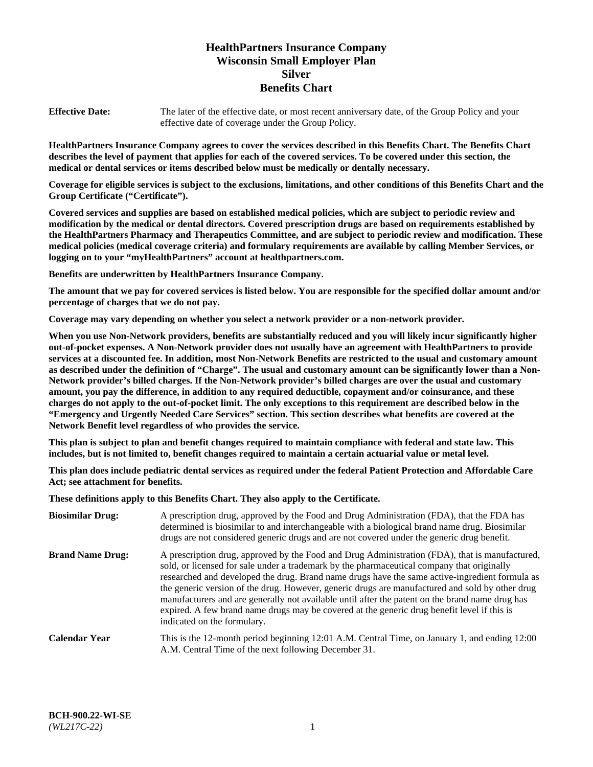# HealthPartners Insurance Company
# Wisconsin Small Employer Plan
# Silver
# Benefits Chart

**Effective Date:** The later of the effective date, or most recent anniversary date, of the Group Policy and your effective date of coverage under the Group Policy.

**HealthPartners Insurance Company agrees to cover the services described in this Benefits Chart. The Benefits Chart describes the level of payment that applies for each of the covered services. To be covered under this section, the medical or dental services or items described below must be medically or dentally necessary.**

**Coverage for eligible services is subject to the exclusions, limitations, and other conditions of this Benefits Chart and the Group Certificate ("Certificate").**

**Covered services and supplies are based on established medical policies, which are subject to periodic review and modification by the medical or dental directors. Covered prescription drugs are based on requirements established by the HealthPartners Pharmacy and Therapeutics Committee, and are subject to periodic review and modification. These medical policies (medical coverage criteria) and formulary requirements are available by calling Member Services, or logging on to your "myHealthPartners" account at healthpartners.com.**

**Benefits are underwritten by HealthPartners Insurance Company.**

**The amount that we pay for covered services is listed below. You are responsible for the specified dollar amount and/or percentage of charges that we do not pay.**

**Coverage may vary depending on whether you select a network provider or a non-network provider.**

**When you use Non-Network providers, benefits are substantially reduced and you will likely incur significantly higher out-of-pocket expenses. A Non-Network provider does not usually have an agreement with HealthPartners to provide services at a discounted fee. In addition, most Non-Network Benefits are restricted to the usual and customary amount as described under the definition of "Charge". The usual and customary amount can be significantly lower than a Non-Network provider's billed charges. If the Non-Network provider's billed charges are over the usual and customary amount, you pay the difference, in addition to any required deductible, copayment and/or coinsurance, and these charges do not apply to the out-of-pocket limit. The only exceptions to this requirement are described below in the "Emergency and Urgently Needed Care Services" section. This section describes what benefits are covered at the Network Benefit level regardless of who provides the service.**

**This plan is subject to plan and benefit changes required to maintain compliance with federal and state law. This includes, but is not limited to, benefit changes required to maintain a certain actuarial value or metal level.**

**This plan does include pediatric dental services as required under the federal Patient Protection and Affordable Care Act; see attachment for benefits.**

**These definitions apply to this Benefits Chart. They also apply to the Certificate.**

**Biosimilar Drug:** A prescription drug, approved by the Food and Drug Administration (FDA), that the FDA has determined is biosimilar to and interchangeable with a biological brand name drug. Biosimilar drugs are not considered generic drugs and are not covered under the generic drug benefit.

**Brand Name Drug:** A prescription drug, approved by the Food and Drug Administration (FDA), that is manufactured, sold, or licensed for sale under a trademark by the pharmaceutical company that originally researched and developed the drug. Brand name drugs have the same active-ingredient formula as the generic version of the drug. However, generic drugs are manufactured and sold by other drug manufacturers and are generally not available until after the patent on the brand name drug has expired. A few brand name drugs may be covered at the generic drug benefit level if this is indicated on the formulary.

**Calendar Year** This is the 12-month period beginning 12:01 A.M. Central Time, on January 1, and ending 12:00 A.M. Central Time of the next following December 31.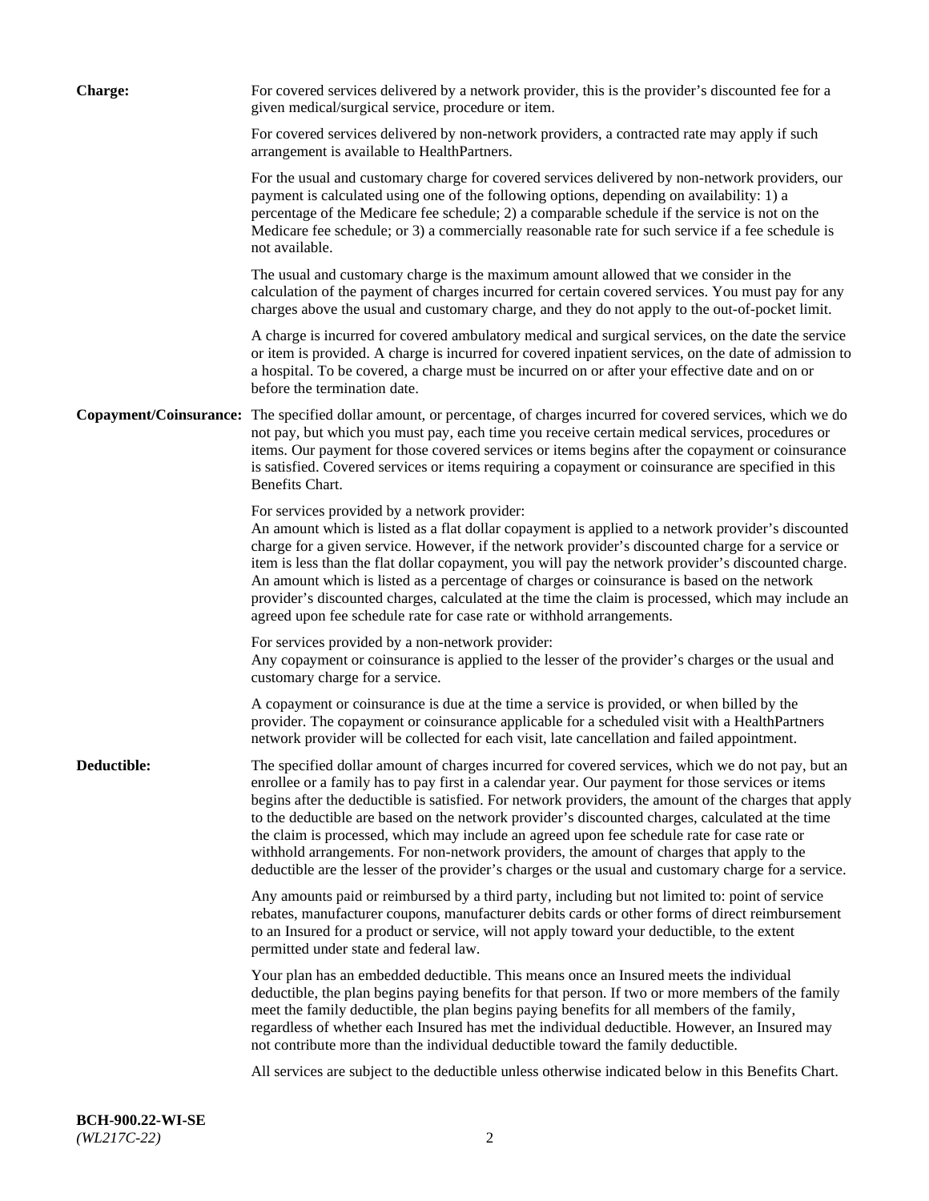**Charge:** For covered services delivered by a network provider, this is the provider's discounted fee for a given medical/surgical service, procedure or item.

For covered services delivered by non-network providers, a contracted rate may apply if such arrangement is available to HealthPartners.

For the usual and customary charge for covered services delivered by non-network providers, our payment is calculated using one of the following options, depending on availability: 1) a percentage of the Medicare fee schedule; 2) a comparable schedule if the service is not on the Medicare fee schedule; or 3) a commercially reasonable rate for such service if a fee schedule is not available.

The usual and customary charge is the maximum amount allowed that we consider in the calculation of the payment of charges incurred for certain covered services. You must pay for any charges above the usual and customary charge, and they do not apply to the out-of-pocket limit.

A charge is incurred for covered ambulatory medical and surgical services, on the date the service or item is provided. A charge is incurred for covered inpatient services, on the date of admission to a hospital. To be covered, a charge must be incurred on or after your effective date and on or before the termination date.

**Copayment/Coinsurance:** The specified dollar amount, or percentage, of charges incurred for covered services, which we do not pay, but which you must pay, each time you receive certain medical services, procedures or items. Our payment for those covered services or items begins after the copayment or coinsurance is satisfied. Covered services or items requiring a copayment or coinsurance are specified in this Benefits Chart.

For services provided by a network provider:
An amount which is listed as a flat dollar copayment is applied to a network provider's discounted charge for a given service. However, if the network provider's discounted charge for a service or item is less than the flat dollar copayment, you will pay the network provider's discounted charge. An amount which is listed as a percentage of charges or coinsurance is based on the network provider's discounted charges, calculated at the time the claim is processed, which may include an agreed upon fee schedule rate for case rate or withhold arrangements.

For services provided by a non-network provider:
Any copayment or coinsurance is applied to the lesser of the provider's charges or the usual and customary charge for a service.

A copayment or coinsurance is due at the time a service is provided, or when billed by the provider. The copayment or coinsurance applicable for a scheduled visit with a HealthPartners network provider will be collected for each visit, late cancellation and failed appointment.

**Deductible:** The specified dollar amount of charges incurred for covered services, which we do not pay, but an enrollee or a family has to pay first in a calendar year. Our payment for those services or items begins after the deductible is satisfied. For network providers, the amount of the charges that apply to the deductible are based on the network provider's discounted charges, calculated at the time the claim is processed, which may include an agreed upon fee schedule rate for case rate or withhold arrangements. For non-network providers, the amount of charges that apply to the deductible are the lesser of the provider's charges or the usual and customary charge for a service.

Any amounts paid or reimbursed by a third party, including but not limited to: point of service rebates, manufacturer coupons, manufacturer debits cards or other forms of direct reimbursement to an Insured for a product or service, will not apply toward your deductible, to the extent permitted under state and federal law.

Your plan has an embedded deductible. This means once an Insured meets the individual deductible, the plan begins paying benefits for that person. If two or more members of the family meet the family deductible, the plan begins paying benefits for all members of the family, regardless of whether each Insured has met the individual deductible. However, an Insured may not contribute more than the individual deductible toward the family deductible.

All services are subject to the deductible unless otherwise indicated below in this Benefits Chart.

**BCH-900.22-WI-SE**
*(WL217C-22)*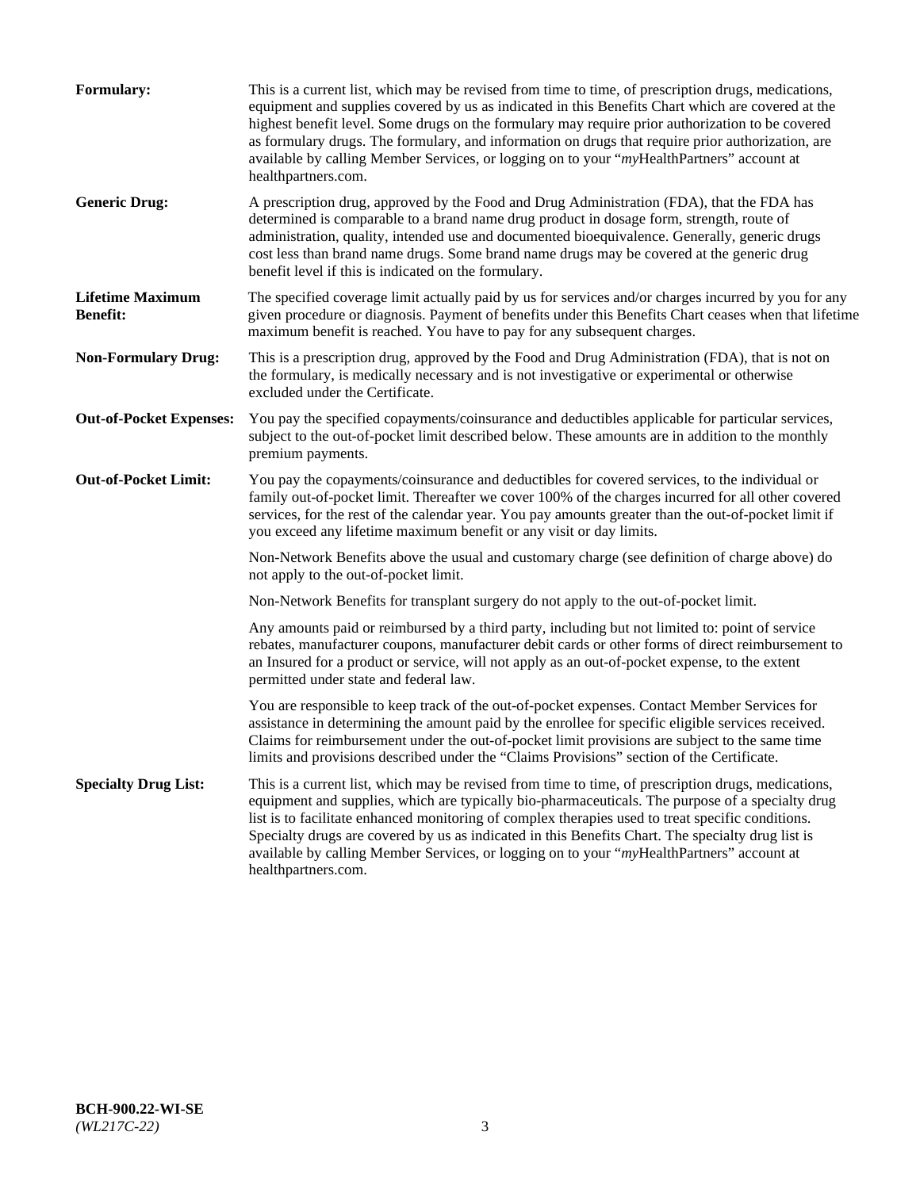**Formulary:** This is a current list, which may be revised from time to time, of prescription drugs, medications, equipment and supplies covered by us as indicated in this Benefits Chart which are covered at the highest benefit level. Some drugs on the formulary may require prior authorization to be covered as formulary drugs. The formulary, and information on drugs that require prior authorization, are available by calling Member Services, or logging on to your "*my*HealthPartners" account at healthpartners.com.

**Generic Drug:** A prescription drug, approved by the Food and Drug Administration (FDA), that the FDA has determined is comparable to a brand name drug product in dosage form, strength, route of administration, quality, intended use and documented bioequivalence. Generally, generic drugs cost less than brand name drugs. Some brand name drugs may be covered at the generic drug benefit level if this is indicated on the formulary.

**Lifetime Maximum Benefit:** The specified coverage limit actually paid by us for services and/or charges incurred by you for any given procedure or diagnosis. Payment of benefits under this Benefits Chart ceases when that lifetime maximum benefit is reached. You have to pay for any subsequent charges.

**Non-Formulary Drug:** This is a prescription drug, approved by the Food and Drug Administration (FDA), that is not on the formulary, is medically necessary and is not investigative or experimental or otherwise excluded under the Certificate.

**Out-of-Pocket Expenses:** You pay the specified copayments/coinsurance and deductibles applicable for particular services, subject to the out-of-pocket limit described below. These amounts are in addition to the monthly premium payments.

**Out-of-Pocket Limit:** You pay the copayments/coinsurance and deductibles for covered services, to the individual or family out-of-pocket limit. Thereafter we cover 100% of the charges incurred for all other covered services, for the rest of the calendar year. You pay amounts greater than the out-of-pocket limit if you exceed any lifetime maximum benefit or any visit or day limits.

Non-Network Benefits above the usual and customary charge (see definition of charge above) do not apply to the out-of-pocket limit.

Non-Network Benefits for transplant surgery do not apply to the out-of-pocket limit.

Any amounts paid or reimbursed by a third party, including but not limited to: point of service rebates, manufacturer coupons, manufacturer debit cards or other forms of direct reimbursement to an Insured for a product or service, will not apply as an out-of-pocket expense, to the extent permitted under state and federal law.

You are responsible to keep track of the out-of-pocket expenses. Contact Member Services for assistance in determining the amount paid by the enrollee for specific eligible services received. Claims for reimbursement under the out-of-pocket limit provisions are subject to the same time limits and provisions described under the "Claims Provisions" section of the Certificate.

**Specialty Drug List:** This is a current list, which may be revised from time to time, of prescription drugs, medications, equipment and supplies, which are typically bio-pharmaceuticals. The purpose of a specialty drug list is to facilitate enhanced monitoring of complex therapies used to treat specific conditions. Specialty drugs are covered by us as indicated in this Benefits Chart. The specialty drug list is available by calling Member Services, or logging on to your "*my*HealthPartners" account at healthpartners.com.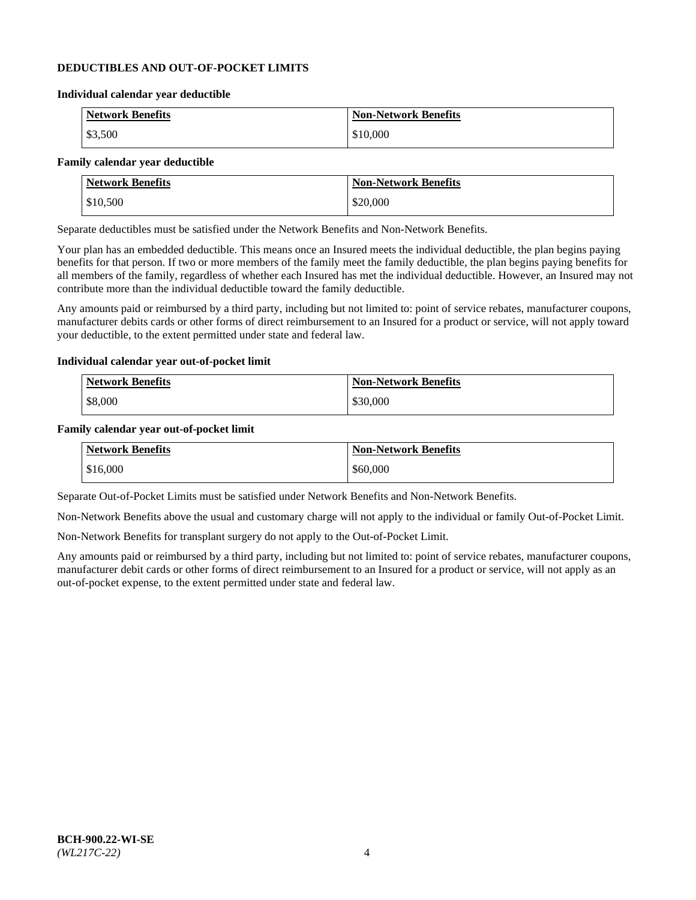## DEDUCTIBLES AND OUT-OF-POCKET LIMITS

### Individual calendar year deductible

| Network Benefits | Non-Network Benefits |
|---|---|
| $3,500 | $10,000 |

### Family calendar year deductible

| Network Benefits | Non-Network Benefits |
|---|---|
| $10,500 | $20,000 |

Separate deductibles must be satisfied under the Network Benefits and Non-Network Benefits.

Your plan has an embedded deductible. This means once an Insured meets the individual deductible, the plan begins paying benefits for that person. If two or more members of the family meet the family deductible, the plan begins paying benefits for all members of the family, regardless of whether each Insured has met the individual deductible. However, an Insured may not contribute more than the individual deductible toward the family deductible.

Any amounts paid or reimbursed by a third party, including but not limited to: point of service rebates, manufacturer coupons, manufacturer debits cards or other forms of direct reimbursement to an Insured for a product or service, will not apply toward your deductible, to the extent permitted under state and federal law.

### Individual calendar year out-of-pocket limit

| Network Benefits | Non-Network Benefits |
|---|---|
| $8,000 | $30,000 |

### Family calendar year out-of-pocket limit

| Network Benefits | Non-Network Benefits |
|---|---|
| $16,000 | $60,000 |

Separate Out-of-Pocket Limits must be satisfied under Network Benefits and Non-Network Benefits.

Non-Network Benefits above the usual and customary charge will not apply to the individual or family Out-of-Pocket Limit.

Non-Network Benefits for transplant surgery do not apply to the Out-of-Pocket Limit.

Any amounts paid or reimbursed by a third party, including but not limited to: point of service rebates, manufacturer coupons, manufacturer debit cards or other forms of direct reimbursement to an Insured for a product or service, will not apply as an out-of-pocket expense, to the extent permitted under state and federal law.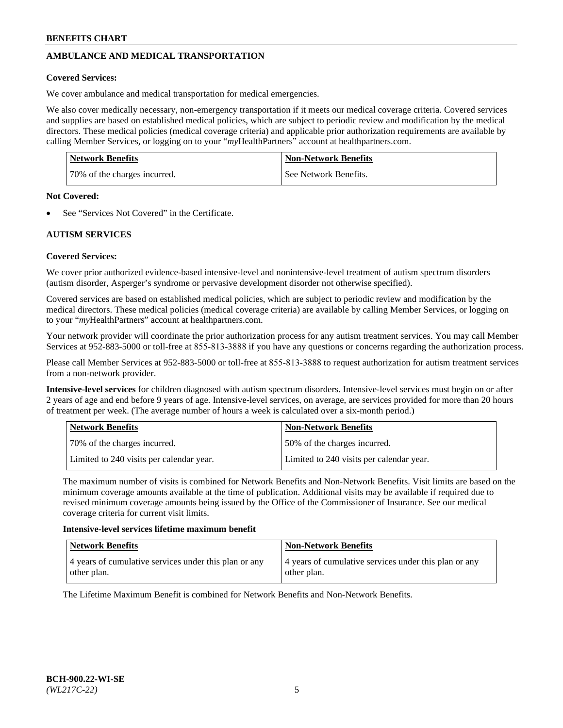## AMBULANCE AND MEDICAL TRANSPORTATION

**Covered Services:**

We cover ambulance and medical transportation for medical emergencies.

We also cover medically necessary, non-emergency transportation if it meets our medical coverage criteria. Covered services and supplies are based on established medical policies, which are subject to periodic review and modification by the medical directors. These medical policies (medical coverage criteria) and applicable prior authorization requirements are available by calling Member Services, or logging on to your "*my*HealthPartners" account at healthpartners.com.

| Network Benefits | Non-Network Benefits |
| --- | --- |
| 70% of the charges incurred. | See Network Benefits. |

**Not Covered:**

- See "Services Not Covered" in the Certificate.

## AUTISM SERVICES

**Covered Services:**

We cover prior authorized evidence-based intensive-level and nonintensive-level treatment of autism spectrum disorders (autism disorder, Asperger's syndrome or pervasive development disorder not otherwise specified).

Covered services are based on established medical policies, which are subject to periodic review and modification by the medical directors. These medical policies (medical coverage criteria) are available by calling Member Services, or logging on to your "*my*HealthPartners" account at healthpartners.com.

Your network provider will coordinate the prior authorization process for any autism treatment services. You may call Member Services at 952-883-5000 or toll-free at 855-813-3888 if you have any questions or concerns regarding the authorization process.

Please call Member Services at 952-883-5000 or toll-free at 855-813-3888 to request authorization for autism treatment services from a non-network provider.

**Intensive-level services** for children diagnosed with autism spectrum disorders. Intensive-level services must begin on or after 2 years of age and end before 9 years of age. Intensive-level services, on average, are services provided for more than 20 hours of treatment per week. (The average number of hours a week is calculated over a six-month period.)

| Network Benefits | Non-Network Benefits |
| --- | --- |
| 70% of the charges incurred. | 50% of the charges incurred. |
| Limited to 240 visits per calendar year. | Limited to 240 visits per calendar year. |

The maximum number of visits is combined for Network Benefits and Non-Network Benefits. Visit limits are based on the minimum coverage amounts available at the time of publication. Additional visits may be available if required due to revised minimum coverage amounts being issued by the Office of the Commissioner of Insurance. See our medical coverage criteria for current visit limits.

**Intensive-level services lifetime maximum benefit**

| Network Benefits | Non-Network Benefits |
| --- | --- |
| 4 years of cumulative services under this plan or any other plan. | 4 years of cumulative services under this plan or any other plan. |

The Lifetime Maximum Benefit is combined for Network Benefits and Non-Network Benefits.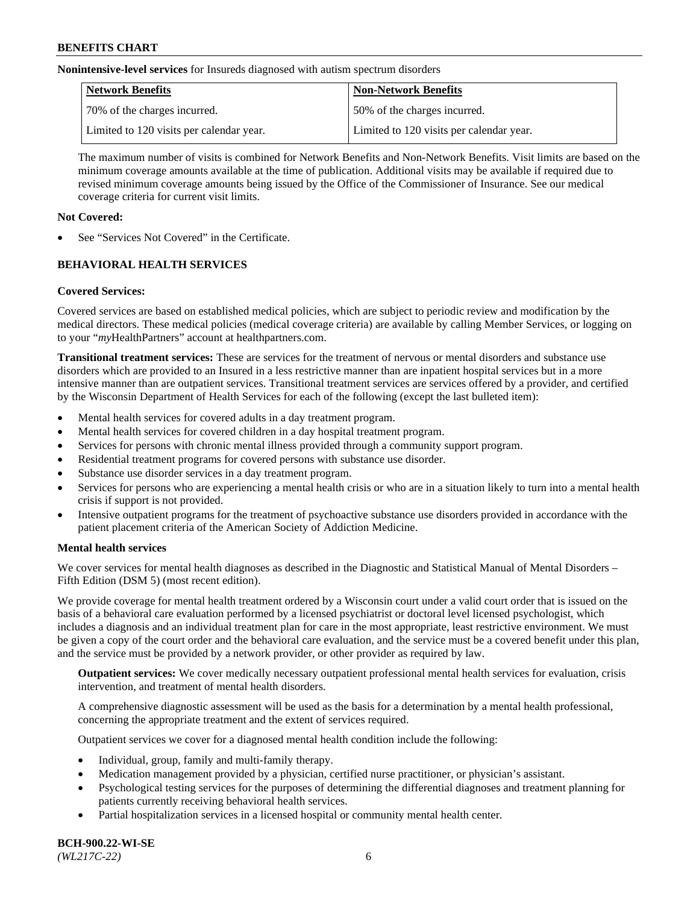**Nonintensive-level services** for Insureds diagnosed with autism spectrum disorders

| Network Benefits | Non-Network Benefits |
|---|---|
| 70% of the charges incurred. | 50% of the charges incurred. |
| Limited to 120 visits per calendar year. | Limited to 120 visits per calendar year. |

The maximum number of visits is combined for Network Benefits and Non-Network Benefits. Visit limits are based on the minimum coverage amounts available at the time of publication. Additional visits may be available if required due to revised minimum coverage amounts being issued by the Office of the Commissioner of Insurance. See our medical coverage criteria for current visit limits.

**Not Covered:**

- See "Services Not Covered" in the Certificate.

## BEHAVIORAL HEALTH SERVICES

**Covered Services:**

Covered services are based on established medical policies, which are subject to periodic review and modification by the medical directors. These medical policies (medical coverage criteria) are available by calling Member Services, or logging on to your "*my*HealthPartners" account at healthpartners.com.

**Transitional treatment services:** These are services for the treatment of nervous or mental disorders and substance use disorders which are provided to an Insured in a less restrictive manner than are inpatient hospital services but in a more intensive manner than are outpatient services. Transitional treatment services are services offered by a provider, and certified by the Wisconsin Department of Health Services for each of the following (except the last bulleted item):

- Mental health services for covered adults in a day treatment program.
- Mental health services for covered children in a day hospital treatment program.
- Services for persons with chronic mental illness provided through a community support program.
- Residential treatment programs for covered persons with substance use disorder.
- Substance use disorder services in a day treatment program.
- Services for persons who are experiencing a mental health crisis or who are in a situation likely to turn into a mental health crisis if support is not provided.
- Intensive outpatient programs for the treatment of psychoactive substance use disorders provided in accordance with the patient placement criteria of the American Society of Addiction Medicine.

**Mental health services**

We cover services for mental health diagnoses as described in the Diagnostic and Statistical Manual of Mental Disorders – Fifth Edition (DSM 5) (most recent edition).

We provide coverage for mental health treatment ordered by a Wisconsin court under a valid court order that is issued on the basis of a behavioral care evaluation performed by a licensed psychiatrist or doctoral level licensed psychologist, which includes a diagnosis and an individual treatment plan for care in the most appropriate, least restrictive environment. We must be given a copy of the court order and the behavioral care evaluation, and the service must be a covered benefit under this plan, and the service must be provided by a network provider, or other provider as required by law.

**Outpatient services:** We cover medically necessary outpatient professional mental health services for evaluation, crisis intervention, and treatment of mental health disorders.

A comprehensive diagnostic assessment will be used as the basis for a determination by a mental health professional, concerning the appropriate treatment and the extent of services required.

Outpatient services we cover for a diagnosed mental health condition include the following:

- Individual, group, family and multi-family therapy.
- Medication management provided by a physician, certified nurse practitioner, or physician's assistant.
- Psychological testing services for the purposes of determining the differential diagnoses and treatment planning for patients currently receiving behavioral health services.
- Partial hospitalization services in a licensed hospital or community mental health center.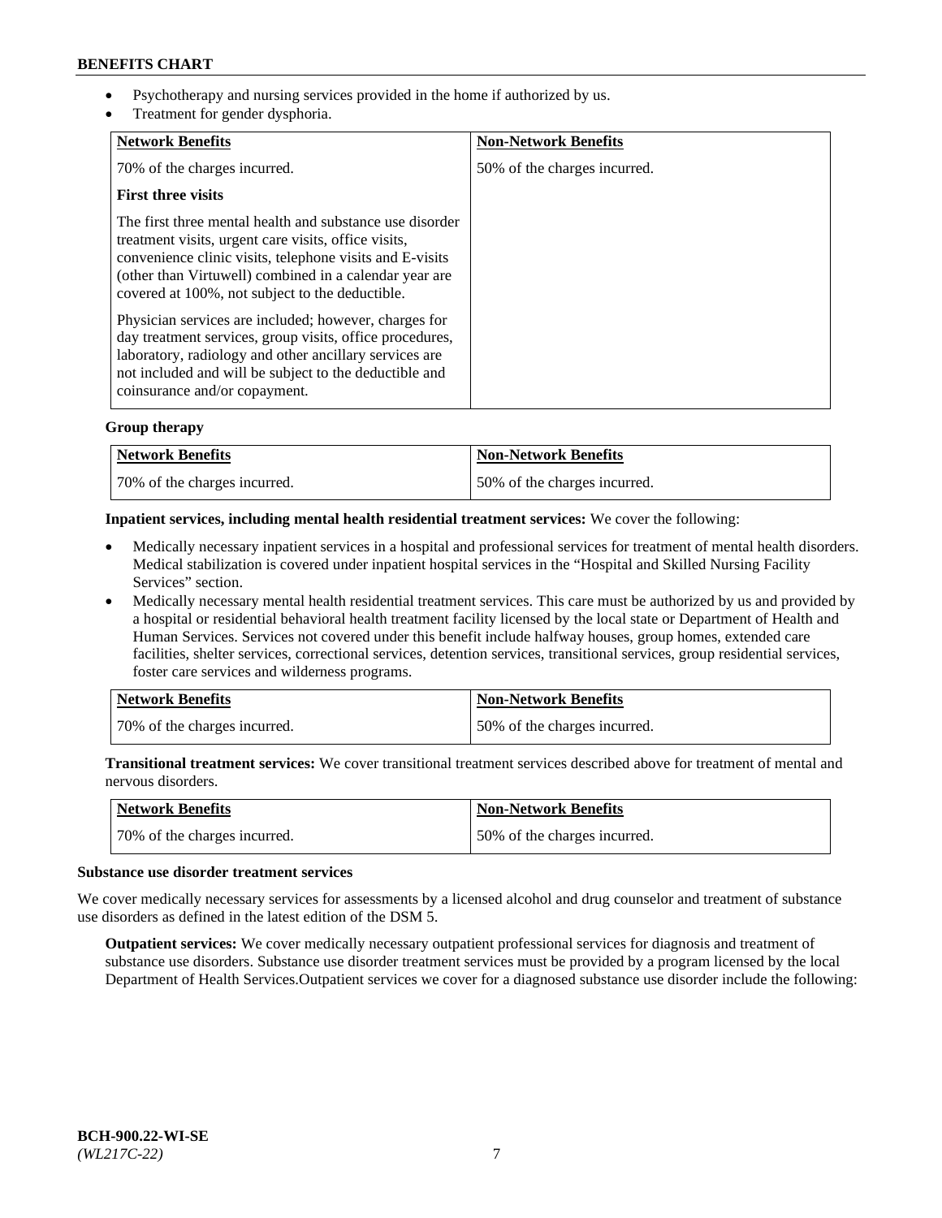- Psychotherapy and nursing services provided in the home if authorized by us.
- Treatment for gender dysphoria.

| Network Benefits | Non-Network Benefits |
|---|---|
| 70% of the charges incurred.<br><br>**First three visits**<br><br>The first three mental health and substance use disorder treatment visits, urgent care visits, office visits, convenience clinic visits, telephone visits and E-visits (other than Virtuwell) combined in a calendar year are covered at 100%, not subject to the deductible.<br><br>Physician services are included; however, charges for day treatment services, group visits, office procedures, laboratory, radiology and other ancillary services are not included and will be subject to the deductible and coinsurance and/or copayment. | 50% of the charges incurred. |

**Group therapy**

| Network Benefits | Non-Network Benefits |
|---|---|
| 70% of the charges incurred. | 50% of the charges incurred. |

**Inpatient services, including mental health residential treatment services:** We cover the following:

- Medically necessary inpatient services in a hospital and professional services for treatment of mental health disorders. Medical stabilization is covered under inpatient hospital services in the "Hospital and Skilled Nursing Facility Services" section.
- Medically necessary mental health residential treatment services. This care must be authorized by us and provided by a hospital or residential behavioral health treatment facility licensed by the local state or Department of Health and Human Services. Services not covered under this benefit include halfway houses, group homes, extended care facilities, shelter services, correctional services, detention services, transitional services, group residential services, foster care services and wilderness programs.

| Network Benefits | Non-Network Benefits |
|---|---|
| 70% of the charges incurred. | 50% of the charges incurred. |

**Transitional treatment services:** We cover transitional treatment services described above for treatment of mental and nervous disorders.

| Network Benefits | Non-Network Benefits |
|---|---|
| 70% of the charges incurred. | 50% of the charges incurred. |

**Substance use disorder treatment services**

We cover medically necessary services for assessments by a licensed alcohol and drug counselor and treatment of substance use disorders as defined in the latest edition of the DSM 5.

**Outpatient services:** We cover medically necessary outpatient professional services for diagnosis and treatment of substance use disorders. Substance use disorder treatment services must be provided by a program licensed by the local Department of Health Services.Outpatient services we cover for a diagnosed substance use disorder include the following:

BCH-900.22-WI-SE
*(WL217C-22)*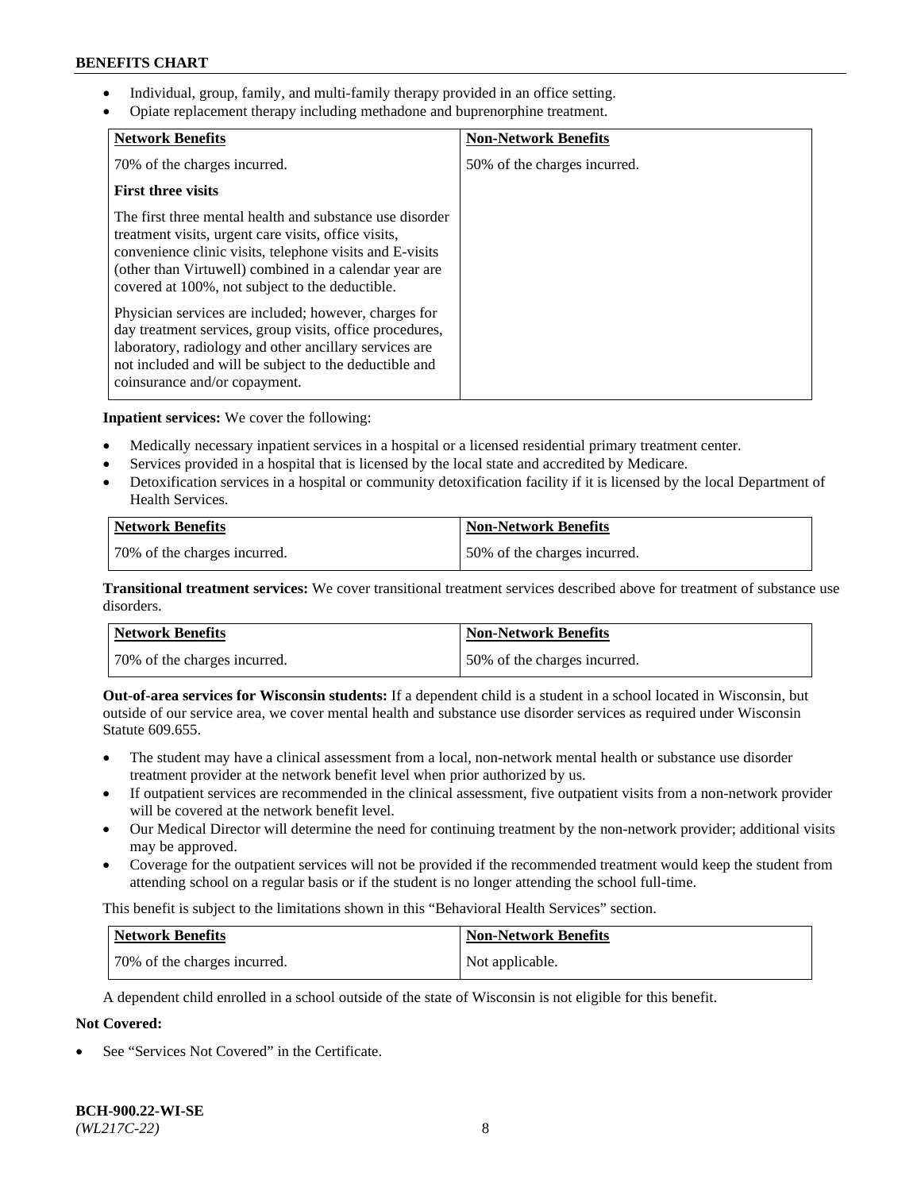- Individual, group, family, and multi-family therapy provided in an office setting.
- Opiate replacement therapy including methadone and buprenorphine treatment.

| Network Benefits | Non-Network Benefits |
| --- | --- |
| 70% of the charges incurred.<br><br>**First three visits**<br><br>The first three mental health and substance use disorder treatment visits, urgent care visits, office visits, convenience clinic visits, telephone visits and E-visits (other than Virtuwell) combined in a calendar year are covered at 100%, not subject to the deductible.<br><br>Physician services are included; however, charges for day treatment services, group visits, office procedures, laboratory, radiology and other ancillary services are not included and will be subject to the deductible and coinsurance and/or copayment. | 50% of the charges incurred. |

**Inpatient services:** We cover the following:

- Medically necessary inpatient services in a hospital or a licensed residential primary treatment center.
- Services provided in a hospital that is licensed by the local state and accredited by Medicare.
- Detoxification services in a hospital or community detoxification facility if it is licensed by the local Department of Health Services.

| Network Benefits | Non-Network Benefits |
| --- | --- |
| 70% of the charges incurred. | 50% of the charges incurred. |

**Transitional treatment services:** We cover transitional treatment services described above for treatment of substance use disorders.

| Network Benefits | Non-Network Benefits |
| --- | --- |
| 70% of the charges incurred. | 50% of the charges incurred. |

**Out-of-area services for Wisconsin students:** If a dependent child is a student in a school located in Wisconsin, but outside of our service area, we cover mental health and substance use disorder services as required under Wisconsin Statute 609.655.

- The student may have a clinical assessment from a local, non-network mental health or substance use disorder treatment provider at the network benefit level when prior authorized by us.
- If outpatient services are recommended in the clinical assessment, five outpatient visits from a non-network provider will be covered at the network benefit level.
- Our Medical Director will determine the need for continuing treatment by the non-network provider; additional visits may be approved.
- Coverage for the outpatient services will not be provided if the recommended treatment would keep the student from attending school on a regular basis or if the student is no longer attending the school full-time.

This benefit is subject to the limitations shown in this "Behavioral Health Services" section.

| Network Benefits | Non-Network Benefits |
| --- | --- |
| 70% of the charges incurred. | Not applicable. |

A dependent child enrolled in a school outside of the state of Wisconsin is not eligible for this benefit.

**Not Covered:**

- See "Services Not Covered" in the Certificate.

BCH-900.22-WI-SE
*(WL217C-22)*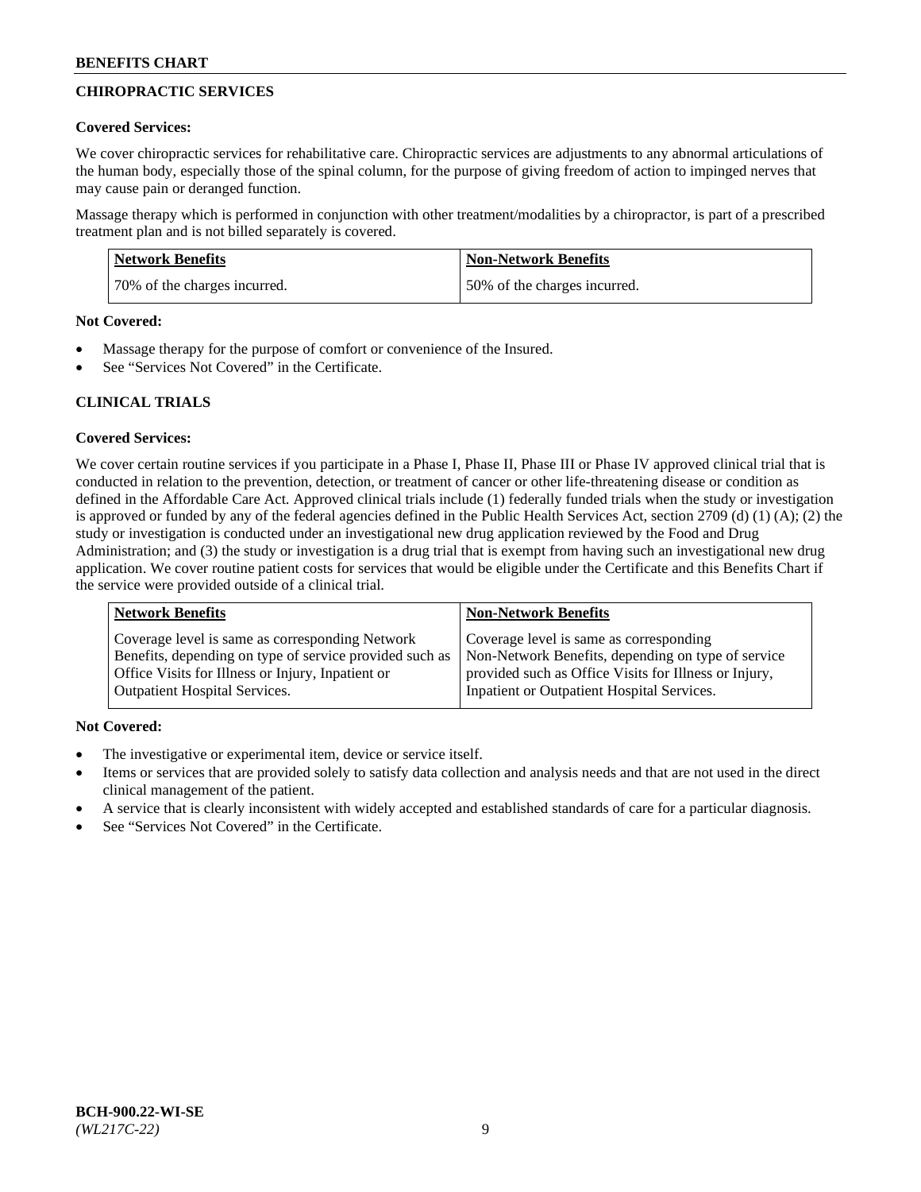## CHIROPRACTIC SERVICES

**Covered Services:**

We cover chiropractic services for rehabilitative care. Chiropractic services are adjustments to any abnormal articulations of the human body, especially those of the spinal column, for the purpose of giving freedom of action to impinged nerves that may cause pain or deranged function.

Massage therapy which is performed in conjunction with other treatment/modalities by a chiropractor, is part of a prescribed treatment plan and is not billed separately is covered.

| Network Benefits | Non-Network Benefits |
|---|---|
| 70% of the charges incurred. | 50% of the charges incurred. |

**Not Covered:**

- Massage therapy for the purpose of comfort or convenience of the Insured.
- See "Services Not Covered" in the Certificate.

## CLINICAL TRIALS

**Covered Services:**

We cover certain routine services if you participate in a Phase I, Phase II, Phase III or Phase IV approved clinical trial that is conducted in relation to the prevention, detection, or treatment of cancer or other life-threatening disease or condition as defined in the Affordable Care Act. Approved clinical trials include (1) federally funded trials when the study or investigation is approved or funded by any of the federal agencies defined in the Public Health Services Act, section 2709 (d) (1) (A); (2) the study or investigation is conducted under an investigational new drug application reviewed by the Food and Drug Administration; and (3) the study or investigation is a drug trial that is exempt from having such an investigational new drug application. We cover routine patient costs for services that would be eligible under the Certificate and this Benefits Chart if the service were provided outside of a clinical trial.

| Network Benefits | Non-Network Benefits |
|---|---|
| Coverage level is same as corresponding Network Benefits, depending on type of service provided such as Office Visits for Illness or Injury, Inpatient or Outpatient Hospital Services. | Coverage level is same as corresponding Non-Network Benefits, depending on type of service provided such as Office Visits for Illness or Injury, Inpatient or Outpatient Hospital Services. |

**Not Covered:**

- The investigative or experimental item, device or service itself.
- Items or services that are provided solely to satisfy data collection and analysis needs and that are not used in the direct clinical management of the patient.
- A service that is clearly inconsistent with widely accepted and established standards of care for a particular diagnosis.
- See "Services Not Covered" in the Certificate.

BCH-900.22-WI-SE
*(WL217C-22)*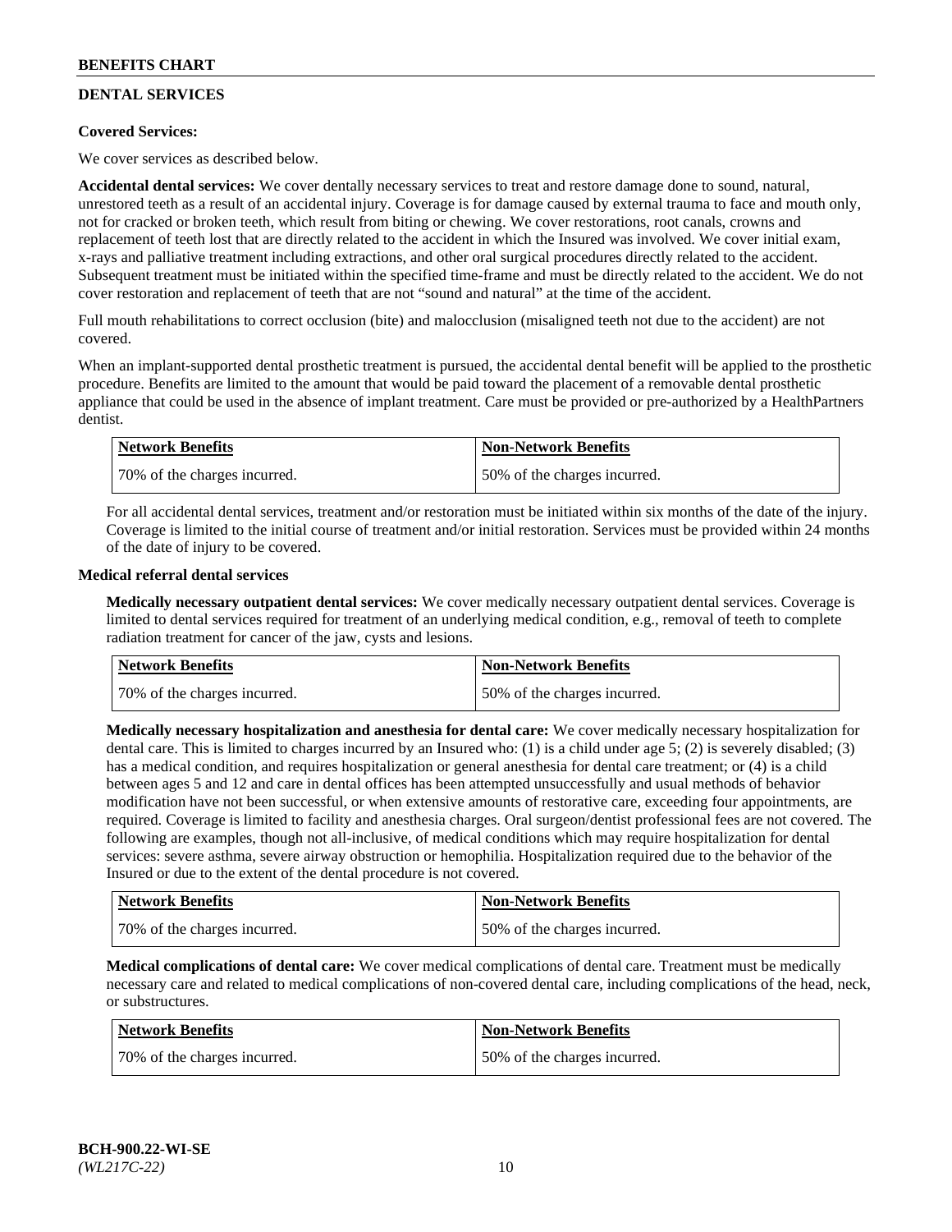## DENTAL SERVICES

**Covered Services:**

We cover services as described below.

**Accidental dental services:** We cover dentally necessary services to treat and restore damage done to sound, natural, unrestored teeth as a result of an accidental injury. Coverage is for damage caused by external trauma to face and mouth only, not for cracked or broken teeth, which result from biting or chewing. We cover restorations, root canals, crowns and replacement of teeth lost that are directly related to the accident in which the Insured was involved. We cover initial exam, x-rays and palliative treatment including extractions, and other oral surgical procedures directly related to the accident. Subsequent treatment must be initiated within the specified time-frame and must be directly related to the accident. We do not cover restoration and replacement of teeth that are not "sound and natural" at the time of the accident.

Full mouth rehabilitations to correct occlusion (bite) and malocclusion (misaligned teeth not due to the accident) are not covered.

When an implant-supported dental prosthetic treatment is pursued, the accidental dental benefit will be applied to the prosthetic procedure. Benefits are limited to the amount that would be paid toward the placement of a removable dental prosthetic appliance that could be used in the absence of implant treatment. Care must be provided or pre-authorized by a HealthPartners dentist.

| Network Benefits | Non-Network Benefits |
|---|---|
| 70% of the charges incurred. | 50% of the charges incurred. |

For all accidental dental services, treatment and/or restoration must be initiated within six months of the date of the injury. Coverage is limited to the initial course of treatment and/or initial restoration. Services must be provided within 24 months of the date of injury to be covered.

**Medical referral dental services**

**Medically necessary outpatient dental services:** We cover medically necessary outpatient dental services. Coverage is limited to dental services required for treatment of an underlying medical condition, e.g., removal of teeth to complete radiation treatment for cancer of the jaw, cysts and lesions.

| Network Benefits | Non-Network Benefits |
|---|---|
| 70% of the charges incurred. | 50% of the charges incurred. |

**Medically necessary hospitalization and anesthesia for dental care:** We cover medically necessary hospitalization for dental care. This is limited to charges incurred by an Insured who: (1) is a child under age 5; (2) is severely disabled; (3) has a medical condition, and requires hospitalization or general anesthesia for dental care treatment; or (4) is a child between ages 5 and 12 and care in dental offices has been attempted unsuccessfully and usual methods of behavior modification have not been successful, or when extensive amounts of restorative care, exceeding four appointments, are required. Coverage is limited to facility and anesthesia charges. Oral surgeon/dentist professional fees are not covered. The following are examples, though not all-inclusive, of medical conditions which may require hospitalization for dental services: severe asthma, severe airway obstruction or hemophilia. Hospitalization required due to the behavior of the Insured or due to the extent of the dental procedure is not covered.

| Network Benefits | Non-Network Benefits |
|---|---|
| 70% of the charges incurred. | 50% of the charges incurred. |

**Medical complications of dental care:** We cover medical complications of dental care. Treatment must be medically necessary care and related to medical complications of non-covered dental care, including complications of the head, neck, or substructures.

| Network Benefits | Non-Network Benefits |
|---|---|
| 70% of the charges incurred. | 50% of the charges incurred. |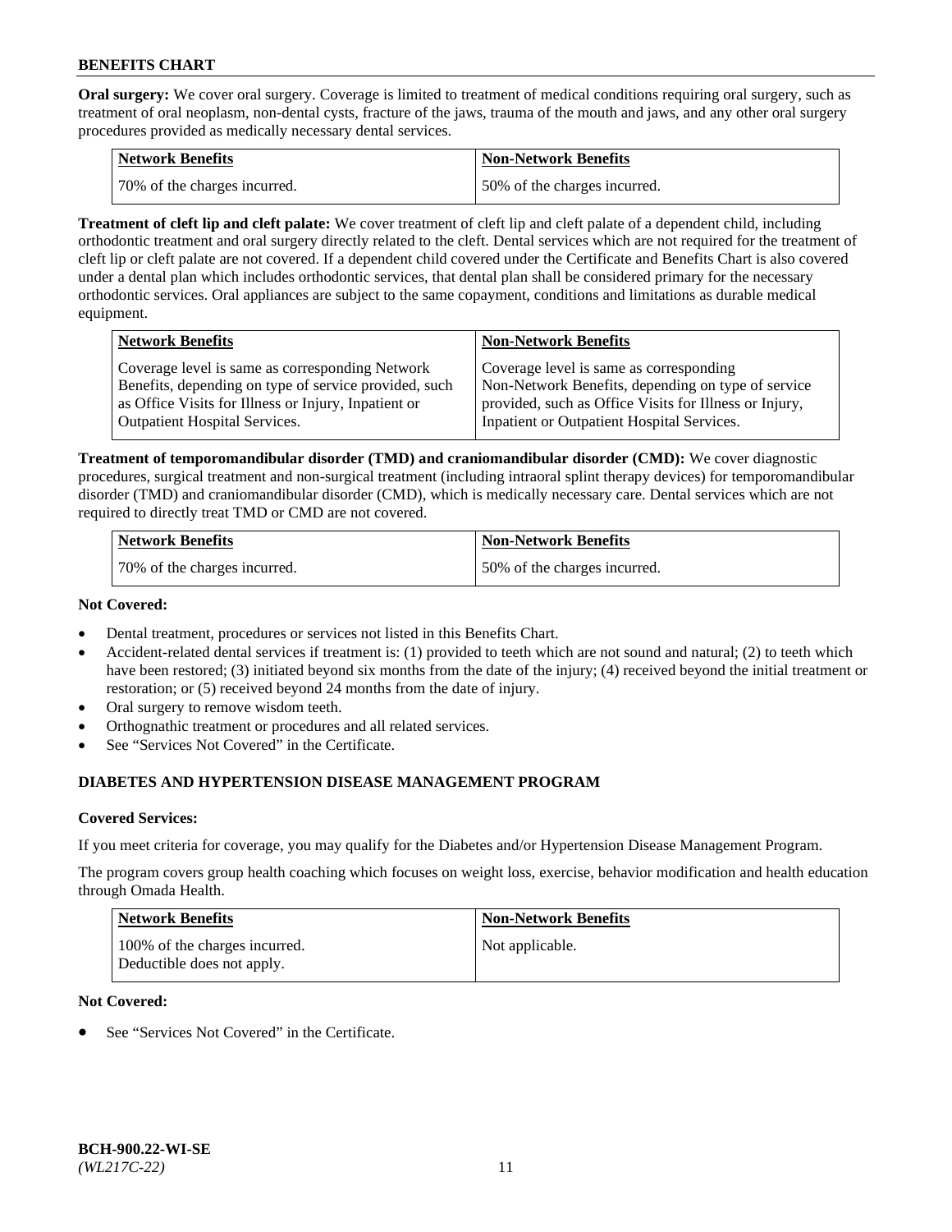**Oral surgery:** We cover oral surgery. Coverage is limited to treatment of medical conditions requiring oral surgery, such as treatment of oral neoplasm, non-dental cysts, fracture of the jaws, trauma of the mouth and jaws, and any other oral surgery procedures provided as medically necessary dental services.

| Network Benefits | Non-Network Benefits |
|---|---|
| 70% of the charges incurred. | 50% of the charges incurred. |

**Treatment of cleft lip and cleft palate:** We cover treatment of cleft lip and cleft palate of a dependent child, including orthodontic treatment and oral surgery directly related to the cleft. Dental services which are not required for the treatment of cleft lip or cleft palate are not covered. If a dependent child covered under the Certificate and Benefits Chart is also covered under a dental plan which includes orthodontic services, that dental plan shall be considered primary for the necessary orthodontic services. Oral appliances are subject to the same copayment, conditions and limitations as durable medical equipment.

| Network Benefits | Non-Network Benefits |
|---|---|
| Coverage level is same as corresponding Network Benefits, depending on type of service provided, such as Office Visits for Illness or Injury, Inpatient or Outpatient Hospital Services. | Coverage level is same as corresponding Non-Network Benefits, depending on type of service provided, such as Office Visits for Illness or Injury, Inpatient or Outpatient Hospital Services. |

**Treatment of temporomandibular disorder (TMD) and craniomandibular disorder (CMD):** We cover diagnostic procedures, surgical treatment and non-surgical treatment (including intraoral splint therapy devices) for temporomandibular disorder (TMD) and craniomandibular disorder (CMD), which is medically necessary care. Dental services which are not required to directly treat TMD or CMD are not covered.

| Network Benefits | Non-Network Benefits |
|---|---|
| 70% of the charges incurred. | 50% of the charges incurred. |

**Not Covered:**

- Dental treatment, procedures or services not listed in this Benefits Chart.
- Accident-related dental services if treatment is: (1) provided to teeth which are not sound and natural; (2) to teeth which have been restored; (3) initiated beyond six months from the date of the injury; (4) received beyond the initial treatment or restoration; or (5) received beyond 24 months from the date of injury.
- Oral surgery to remove wisdom teeth.
- Orthognathic treatment or procedures and all related services.
- See "Services Not Covered" in the Certificate.

## DIABETES AND HYPERTENSION DISEASE MANAGEMENT PROGRAM

**Covered Services:**

If you meet criteria for coverage, you may qualify for the Diabetes and/or Hypertension Disease Management Program.

The program covers group health coaching which focuses on weight loss, exercise, behavior modification and health education through Omada Health.

| Network Benefits | Non-Network Benefits |
|---|---|
| 100% of the charges incurred. Deductible does not apply. | Not applicable. |

**Not Covered:**

- See "Services Not Covered" in the Certificate.

BCH-900.22-WI-SE
*(WL217C-22)*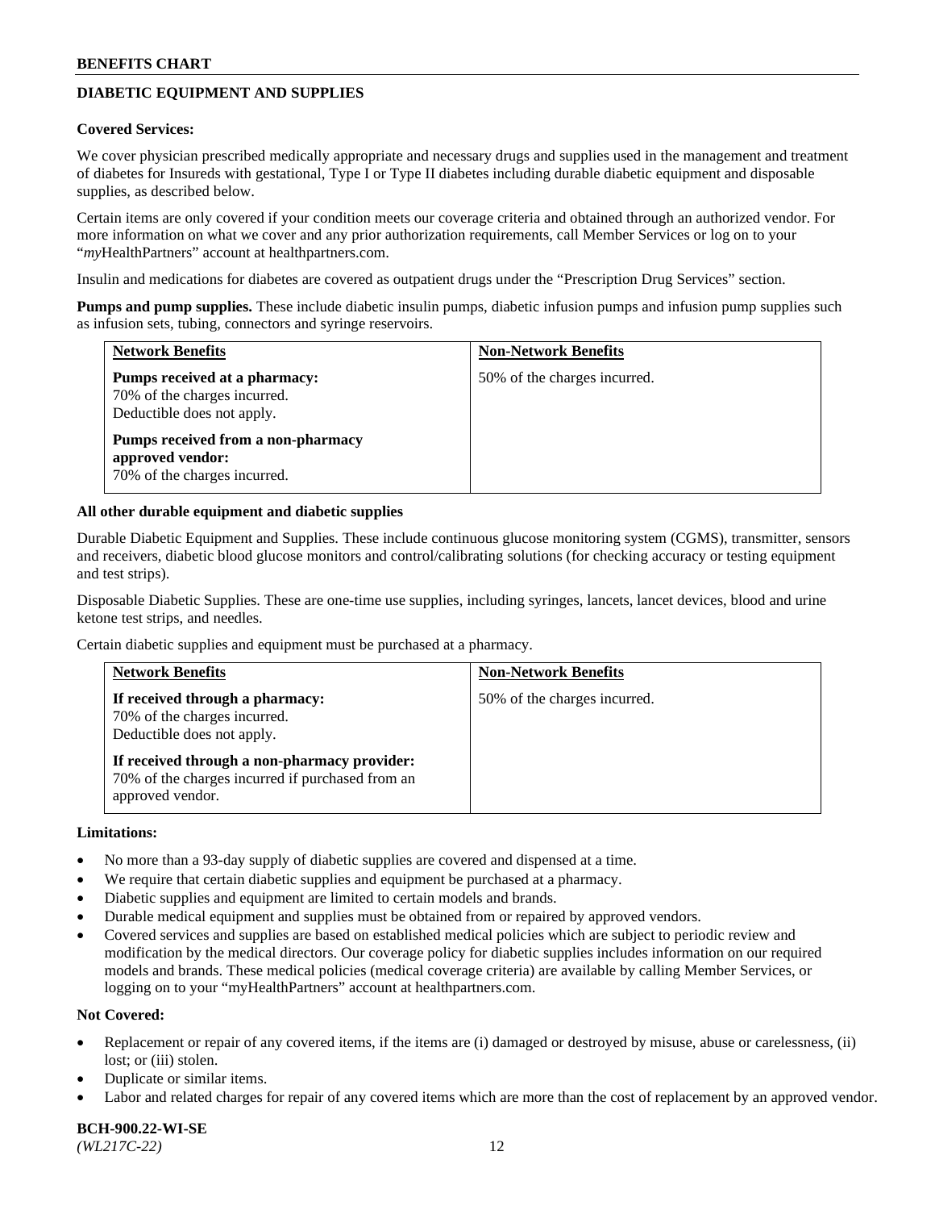## DIABETIC EQUIPMENT AND SUPPLIES

**Covered Services:**

We cover physician prescribed medically appropriate and necessary drugs and supplies used in the management and treatment of diabetes for Insureds with gestational, Type I or Type II diabetes including durable diabetic equipment and disposable supplies, as described below.

Certain items are only covered if your condition meets our coverage criteria and obtained through an authorized vendor. For more information on what we cover and any prior authorization requirements, call Member Services or log on to your "*my*HealthPartners" account at healthpartners.com.

Insulin and medications for diabetes are covered as outpatient drugs under the "Prescription Drug Services" section.

**Pumps and pump supplies.** These include diabetic insulin pumps, diabetic infusion pumps and infusion pump supplies such as infusion sets, tubing, connectors and syringe reservoirs.

| Network Benefits | Non-Network Benefits |
| --- | --- |
| **Pumps received at a pharmacy:** 70% of the charges incurred. Deductible does not apply. **Pumps received from a non-pharmacy approved vendor:** 70% of the charges incurred. | 50% of the charges incurred. |

**All other durable equipment and diabetic supplies**

Durable Diabetic Equipment and Supplies. These include continuous glucose monitoring system (CGMS), transmitter, sensors and receivers, diabetic blood glucose monitors and control/calibrating solutions (for checking accuracy or testing equipment and test strips).

Disposable Diabetic Supplies. These are one-time use supplies, including syringes, lancets, lancet devices, blood and urine ketone test strips, and needles.

Certain diabetic supplies and equipment must be purchased at a pharmacy.

| Network Benefits | Non-Network Benefits |
| --- | --- |
| **If received through a pharmacy:** 70% of the charges incurred. Deductible does not apply. **If received through a non-pharmacy provider:** 70% of the charges incurred if purchased from an approved vendor. | 50% of the charges incurred. |

**Limitations:**

- No more than a 93-day supply of diabetic supplies are covered and dispensed at a time.
- We require that certain diabetic supplies and equipment be purchased at a pharmacy.
- Diabetic supplies and equipment are limited to certain models and brands.
- Durable medical equipment and supplies must be obtained from or repaired by approved vendors.
- Covered services and supplies are based on established medical policies which are subject to periodic review and modification by the medical directors. Our coverage policy for diabetic supplies includes information on our required models and brands. These medical policies (medical coverage criteria) are available by calling Member Services, or logging on to your "myHealthPartners" account at healthpartners.com.

**Not Covered:**

- Replacement or repair of any covered items, if the items are (i) damaged or destroyed by misuse, abuse or carelessness, (ii) lost; or (iii) stolen.
- Duplicate or similar items.
- Labor and related charges for repair of any covered items which are more than the cost of replacement by an approved vendor.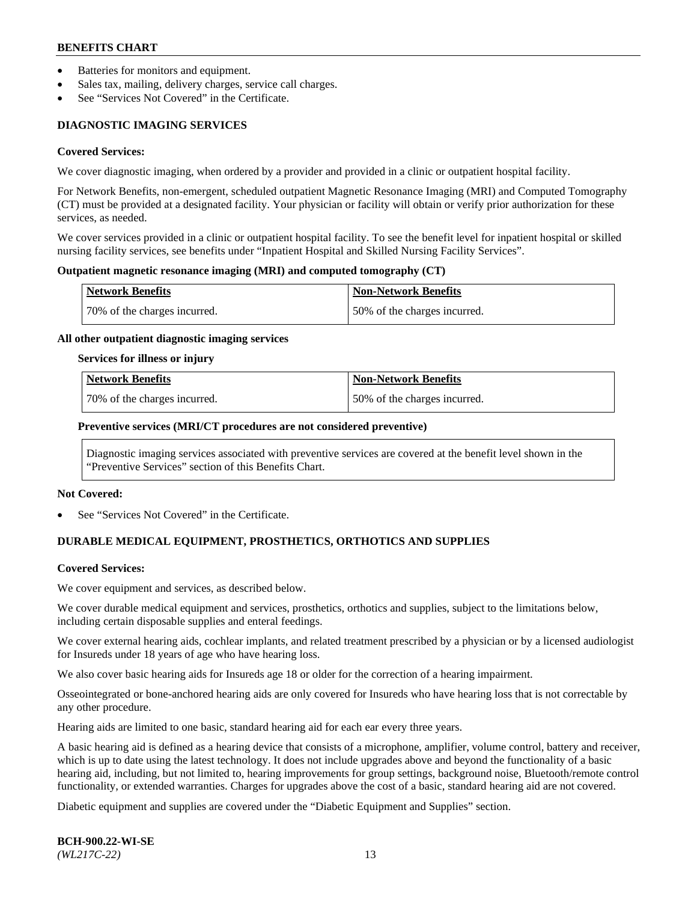- Batteries for monitors and equipment.
- Sales tax, mailing, delivery charges, service call charges.
- See "Services Not Covered" in the Certificate.

## DIAGNOSTIC IMAGING SERVICES

**Covered Services:**

We cover diagnostic imaging, when ordered by a provider and provided in a clinic or outpatient hospital facility.

For Network Benefits, non-emergent, scheduled outpatient Magnetic Resonance Imaging (MRI) and Computed Tomography (CT) must be provided at a designated facility. Your physician or facility will obtain or verify prior authorization for these services, as needed.

We cover services provided in a clinic or outpatient hospital facility. To see the benefit level for inpatient hospital or skilled nursing facility services, see benefits under "Inpatient Hospital and Skilled Nursing Facility Services".

**Outpatient magnetic resonance imaging (MRI) and computed tomography (CT)**

| Network Benefits | Non-Network Benefits |
|---|---|
| 70% of the charges incurred. | 50% of the charges incurred. |

**All other outpatient diagnostic imaging services**

**Services for illness or injury**

| Network Benefits | Non-Network Benefits |
|---|---|
| 70% of the charges incurred. | 50% of the charges incurred. |

**Preventive services (MRI/CT procedures are not considered preventive)**

Diagnostic imaging services associated with preventive services are covered at the benefit level shown in the "Preventive Services" section of this Benefits Chart.

**Not Covered:**

- See "Services Not Covered" in the Certificate.

## DURABLE MEDICAL EQUIPMENT, PROSTHETICS, ORTHOTICS AND SUPPLIES

**Covered Services:**

We cover equipment and services, as described below.

We cover durable medical equipment and services, prosthetics, orthotics and supplies, subject to the limitations below, including certain disposable supplies and enteral feedings.

We cover external hearing aids, cochlear implants, and related treatment prescribed by a physician or by a licensed audiologist for Insureds under 18 years of age who have hearing loss.

We also cover basic hearing aids for Insureds age 18 or older for the correction of a hearing impairment.

Osseointegrated or bone-anchored hearing aids are only covered for Insureds who have hearing loss that is not correctable by any other procedure.

Hearing aids are limited to one basic, standard hearing aid for each ear every three years.

A basic hearing aid is defined as a hearing device that consists of a microphone, amplifier, volume control, battery and receiver, which is up to date using the latest technology. It does not include upgrades above and beyond the functionality of a basic hearing aid, including, but not limited to, hearing improvements for group settings, background noise, Bluetooth/remote control functionality, or extended warranties. Charges for upgrades above the cost of a basic, standard hearing aid are not covered.

Diabetic equipment and supplies are covered under the "Diabetic Equipment and Supplies" section.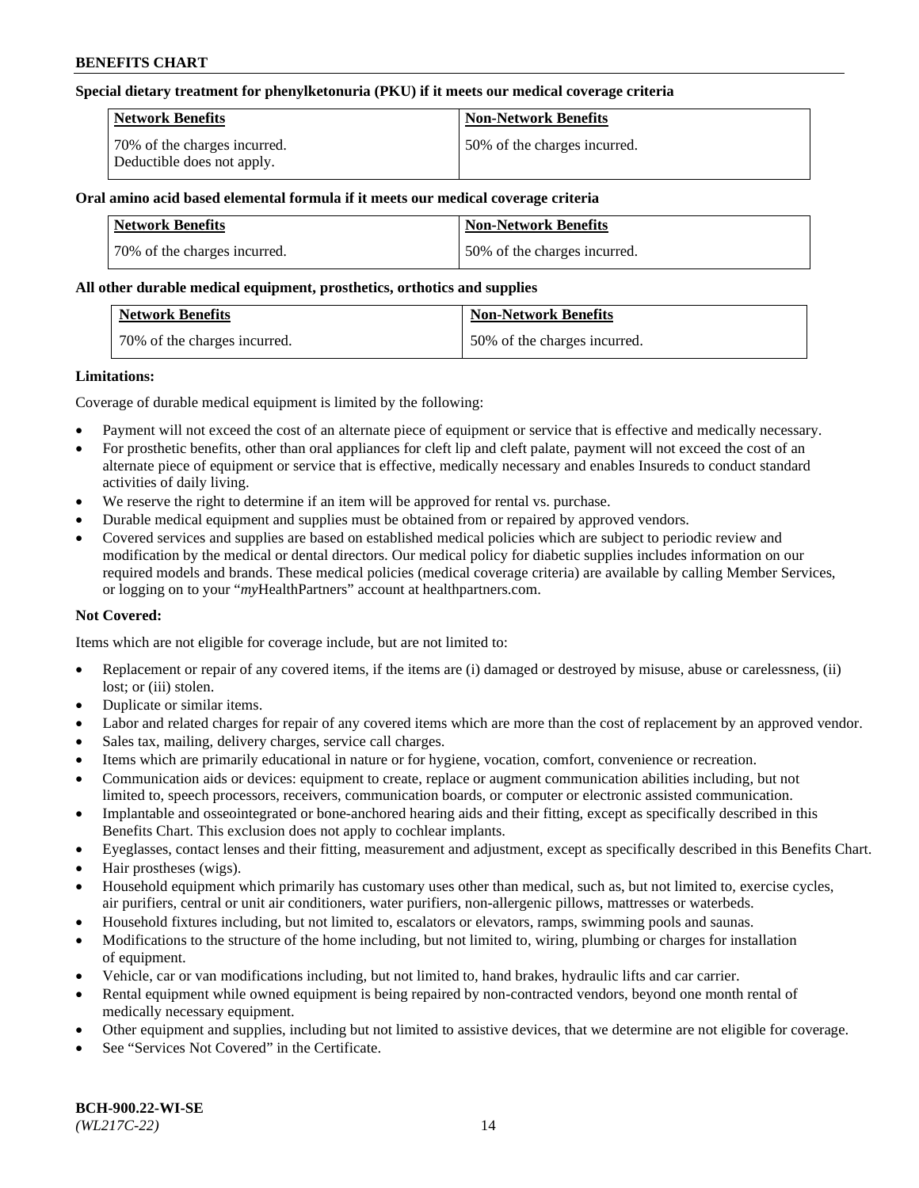**Special dietary treatment for phenylketonuria (PKU) if it meets our medical coverage criteria**

| Network Benefits | Non-Network Benefits |
| --- | --- |
| 70% of the charges incurred. Deductible does not apply. | 50% of the charges incurred. |

**Oral amino acid based elemental formula if it meets our medical coverage criteria**

| Network Benefits | Non-Network Benefits |
| --- | --- |
| 70% of the charges incurred. | 50% of the charges incurred. |

**All other durable medical equipment, prosthetics, orthotics and supplies**

| Network Benefits | Non-Network Benefits |
| --- | --- |
| 70% of the charges incurred. | 50% of the charges incurred. |

**Limitations:**

Coverage of durable medical equipment is limited by the following:

- Payment will not exceed the cost of an alternate piece of equipment or service that is effective and medically necessary.
- For prosthetic benefits, other than oral appliances for cleft lip and cleft palate, payment will not exceed the cost of an alternate piece of equipment or service that is effective, medically necessary and enables Insureds to conduct standard activities of daily living.
- We reserve the right to determine if an item will be approved for rental vs. purchase.
- Durable medical equipment and supplies must be obtained from or repaired by approved vendors.
- Covered services and supplies are based on established medical policies which are subject to periodic review and modification by the medical or dental directors. Our medical policy for diabetic supplies includes information on our required models and brands. These medical policies (medical coverage criteria) are available by calling Member Services, or logging on to your "*my*HealthPartners" account at healthpartners.com.

**Not Covered:**

Items which are not eligible for coverage include, but are not limited to:

- Replacement or repair of any covered items, if the items are (i) damaged or destroyed by misuse, abuse or carelessness, (ii) lost; or (iii) stolen.
- Duplicate or similar items.
- Labor and related charges for repair of any covered items which are more than the cost of replacement by an approved vendor.
- Sales tax, mailing, delivery charges, service call charges.
- Items which are primarily educational in nature or for hygiene, vocation, comfort, convenience or recreation.
- Communication aids or devices: equipment to create, replace or augment communication abilities including, but not limited to, speech processors, receivers, communication boards, or computer or electronic assisted communication.
- Implantable and osseointegrated or bone-anchored hearing aids and their fitting, except as specifically described in this Benefits Chart. This exclusion does not apply to cochlear implants.
- Eyeglasses, contact lenses and their fitting, measurement and adjustment, except as specifically described in this Benefits Chart.
- Hair prostheses (wigs).
- Household equipment which primarily has customary uses other than medical, such as, but not limited to, exercise cycles, air purifiers, central or unit air conditioners, water purifiers, non-allergenic pillows, mattresses or waterbeds.
- Household fixtures including, but not limited to, escalators or elevators, ramps, swimming pools and saunas.
- Modifications to the structure of the home including, but not limited to, wiring, plumbing or charges for installation of equipment.
- Vehicle, car or van modifications including, but not limited to, hand brakes, hydraulic lifts and car carrier.
- Rental equipment while owned equipment is being repaired by non-contracted vendors, beyond one month rental of medically necessary equipment.
- Other equipment and supplies, including but not limited to assistive devices, that we determine are not eligible for coverage.
- See "Services Not Covered" in the Certificate.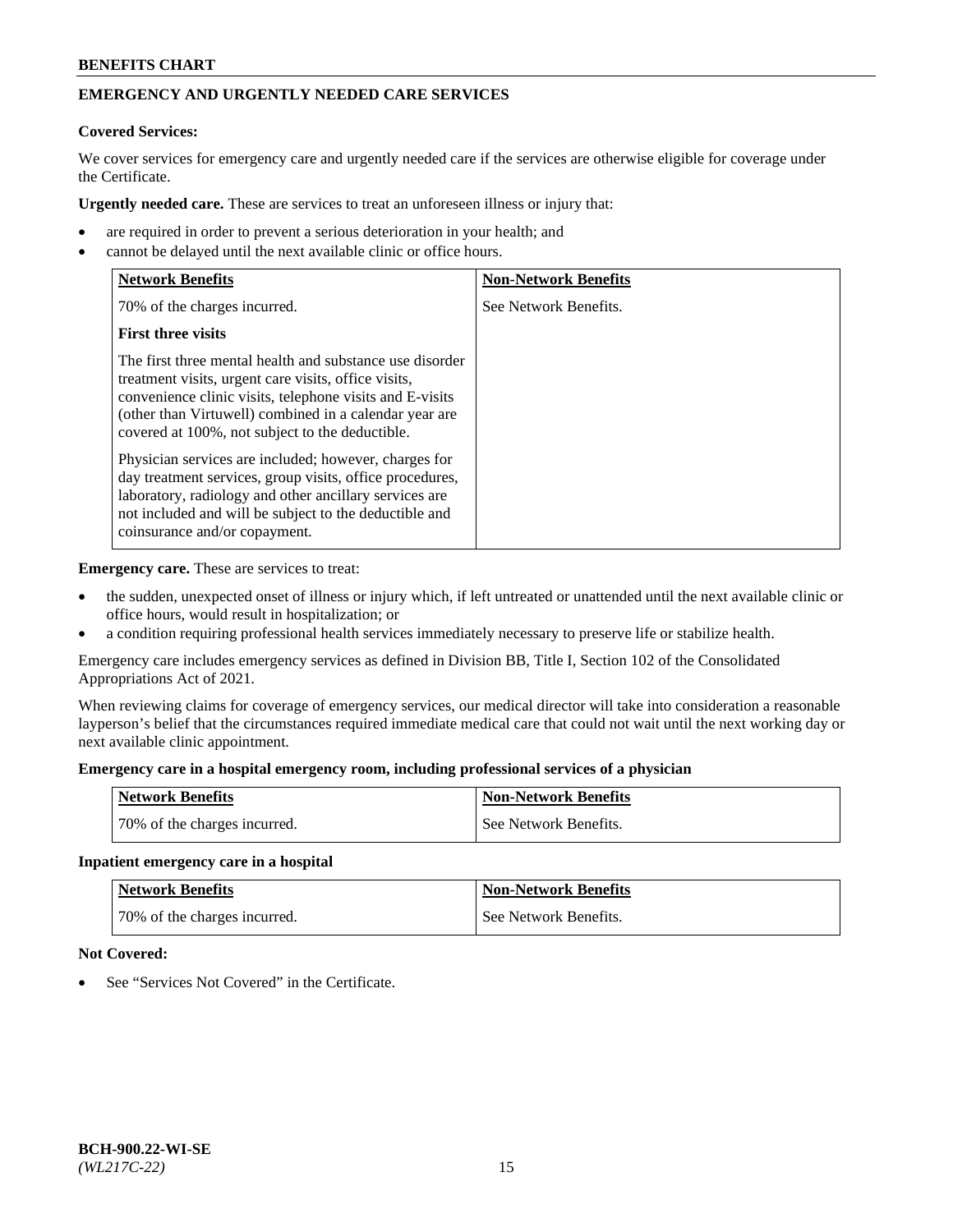## EMERGENCY AND URGENTLY NEEDED CARE SERVICES

**Covered Services:**

We cover services for emergency care and urgently needed care if the services are otherwise eligible for coverage under the Certificate.

**Urgently needed care.** These are services to treat an unforeseen illness or injury that:

- are required in order to prevent a serious deterioration in your health; and
- cannot be delayed until the next available clinic or office hours.

| Network Benefits | Non-Network Benefits |
| --- | --- |
| 70% of the charges incurred.<br><br>**First three visits**<br><br>The first three mental health and substance use disorder treatment visits, urgent care visits, office visits, convenience clinic visits, telephone visits and E-visits (other than Virtuwell) combined in a calendar year are covered at 100%, not subject to the deductible.<br><br>Physician services are included; however, charges for day treatment services, group visits, office procedures, laboratory, radiology and other ancillary services are not included and will be subject to the deductible and coinsurance and/or copayment. | See Network Benefits. |

**Emergency care.** These are services to treat:

- the sudden, unexpected onset of illness or injury which, if left untreated or unattended until the next available clinic or office hours, would result in hospitalization; or
- a condition requiring professional health services immediately necessary to preserve life or stabilize health.

Emergency care includes emergency services as defined in Division BB, Title I, Section 102 of the Consolidated Appropriations Act of 2021.

When reviewing claims for coverage of emergency services, our medical director will take into consideration a reasonable layperson's belief that the circumstances required immediate medical care that could not wait until the next working day or next available clinic appointment.

**Emergency care in a hospital emergency room, including professional services of a physician**

| Network Benefits | Non-Network Benefits |
| --- | --- |
| 70% of the charges incurred. | See Network Benefits. |

**Inpatient emergency care in a hospital**

| Network Benefits | Non-Network Benefits |
| --- | --- |
| 70% of the charges incurred. | See Network Benefits. |

**Not Covered:**

- See "Services Not Covered" in the Certificate.

BCH-900.22-WI-SE
*(WL217C-22)*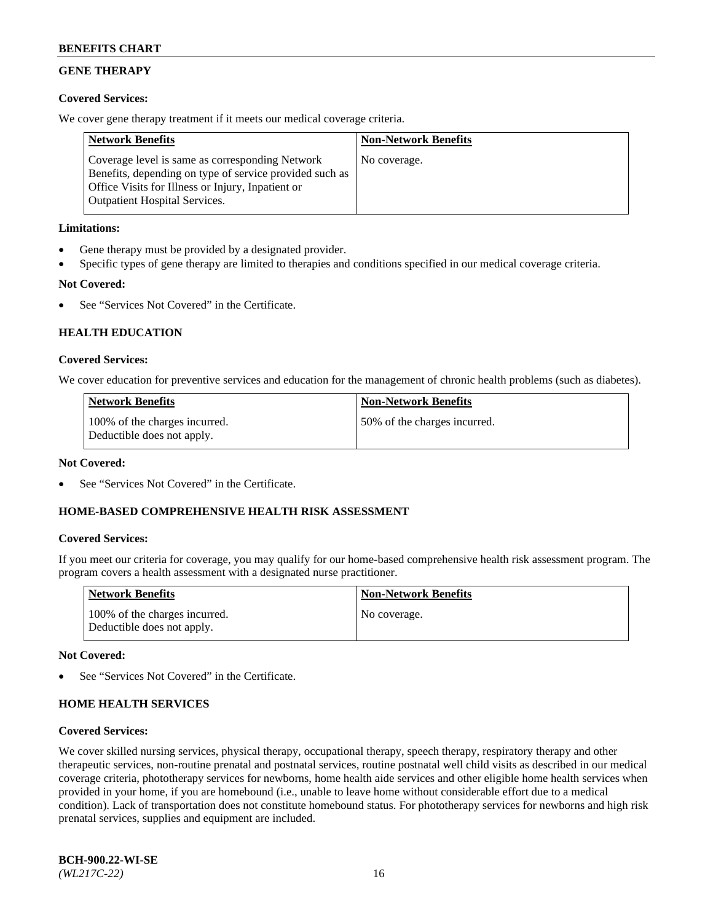## GENE THERAPY

**Covered Services:**

We cover gene therapy treatment if it meets our medical coverage criteria.

| Network Benefits | Non-Network Benefits |
|---|---|
| Coverage level is same as corresponding Network Benefits, depending on type of service provided such as Office Visits for Illness or Injury, Inpatient or Outpatient Hospital Services. | No coverage. |

**Limitations:**

- Gene therapy must be provided by a designated provider.
- Specific types of gene therapy are limited to therapies and conditions specified in our medical coverage criteria.

**Not Covered:**

- See "Services Not Covered" in the Certificate.

## HEALTH EDUCATION

**Covered Services:**

We cover education for preventive services and education for the management of chronic health problems (such as diabetes).

| Network Benefits | Non-Network Benefits |
|---|---|
| 100% of the charges incurred. Deductible does not apply. | 50% of the charges incurred. |

**Not Covered:**

- See "Services Not Covered" in the Certificate.

## HOME-BASED COMPREHENSIVE HEALTH RISK ASSESSMENT

**Covered Services:**

If you meet our criteria for coverage, you may qualify for our home-based comprehensive health risk assessment program. The program covers a health assessment with a designated nurse practitioner.

| Network Benefits | Non-Network Benefits |
|---|---|
| 100% of the charges incurred. Deductible does not apply. | No coverage. |

**Not Covered:**

- See "Services Not Covered" in the Certificate.

## HOME HEALTH SERVICES

**Covered Services:**

We cover skilled nursing services, physical therapy, occupational therapy, speech therapy, respiratory therapy and other therapeutic services, non-routine prenatal and postnatal services, routine postnatal well child visits as described in our medical coverage criteria, phototherapy services for newborns, home health aide services and other eligible home health services when provided in your home, if you are homebound (i.e., unable to leave home without considerable effort due to a medical condition). Lack of transportation does not constitute homebound status. For phototherapy services for newborns and high risk prenatal services, supplies and equipment are included.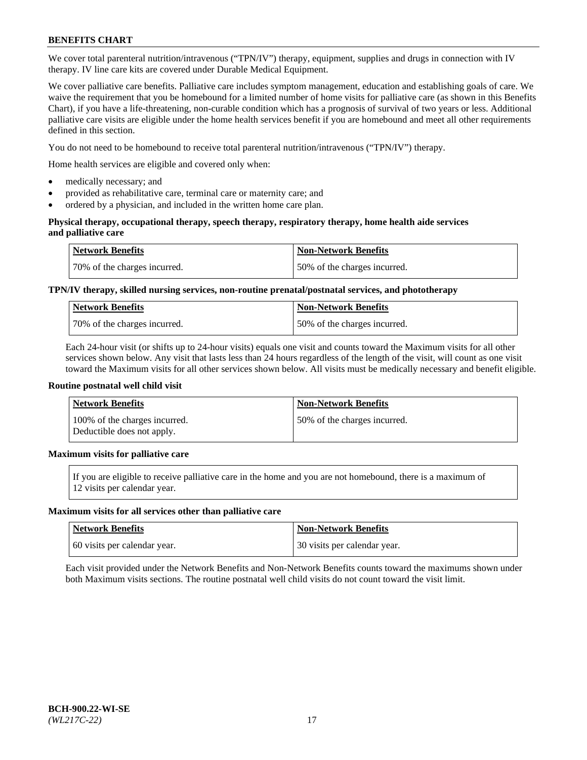**BENEFITS CHART**

We cover total parenteral nutrition/intravenous ("TPN/IV") therapy, equipment, supplies and drugs in connection with IV therapy. IV line care kits are covered under Durable Medical Equipment.

We cover palliative care benefits. Palliative care includes symptom management, education and establishing goals of care. We waive the requirement that you be homebound for a limited number of home visits for palliative care (as shown in this Benefits Chart), if you have a life-threatening, non-curable condition which has a prognosis of survival of two years or less. Additional palliative care visits are eligible under the home health services benefit if you are homebound and meet all other requirements defined in this section.

You do not need to be homebound to receive total parenteral nutrition/intravenous ("TPN/IV") therapy.

Home health services are eligible and covered only when:

- medically necessary; and
- provided as rehabilitative care, terminal care or maternity care; and
- ordered by a physician, and included in the written home care plan.

**Physical therapy, occupational therapy, speech therapy, respiratory therapy, home health aide services and palliative care**

| Network Benefits | Non-Network Benefits |
|---|---|
| 70% of the charges incurred. | 50% of the charges incurred. |

**TPN/IV therapy, skilled nursing services, non-routine prenatal/postnatal services, and phototherapy**

| Network Benefits | Non-Network Benefits |
|---|---|
| 70% of the charges incurred. | 50% of the charges incurred. |

Each 24-hour visit (or shifts up to 24-hour visits) equals one visit and counts toward the Maximum visits for all other services shown below. Any visit that lasts less than 24 hours regardless of the length of the visit, will count as one visit toward the Maximum visits for all other services shown below. All visits must be medically necessary and benefit eligible.

**Routine postnatal well child visit**

| Network Benefits | Non-Network Benefits |
|---|---|
| 100% of the charges incurred. Deductible does not apply. | 50% of the charges incurred. |

**Maximum visits for palliative care**

If you are eligible to receive palliative care in the home and you are not homebound, there is a maximum of 12 visits per calendar year.

**Maximum visits for all services other than palliative care**

| Network Benefits | Non-Network Benefits |
|---|---|
| 60 visits per calendar year. | 30 visits per calendar year. |

Each visit provided under the Network Benefits and Non-Network Benefits counts toward the maximums shown under both Maximum visits sections. The routine postnatal well child visits do not count toward the visit limit.

**BCH-900.22-WI-SE**
*(WL217C-22)*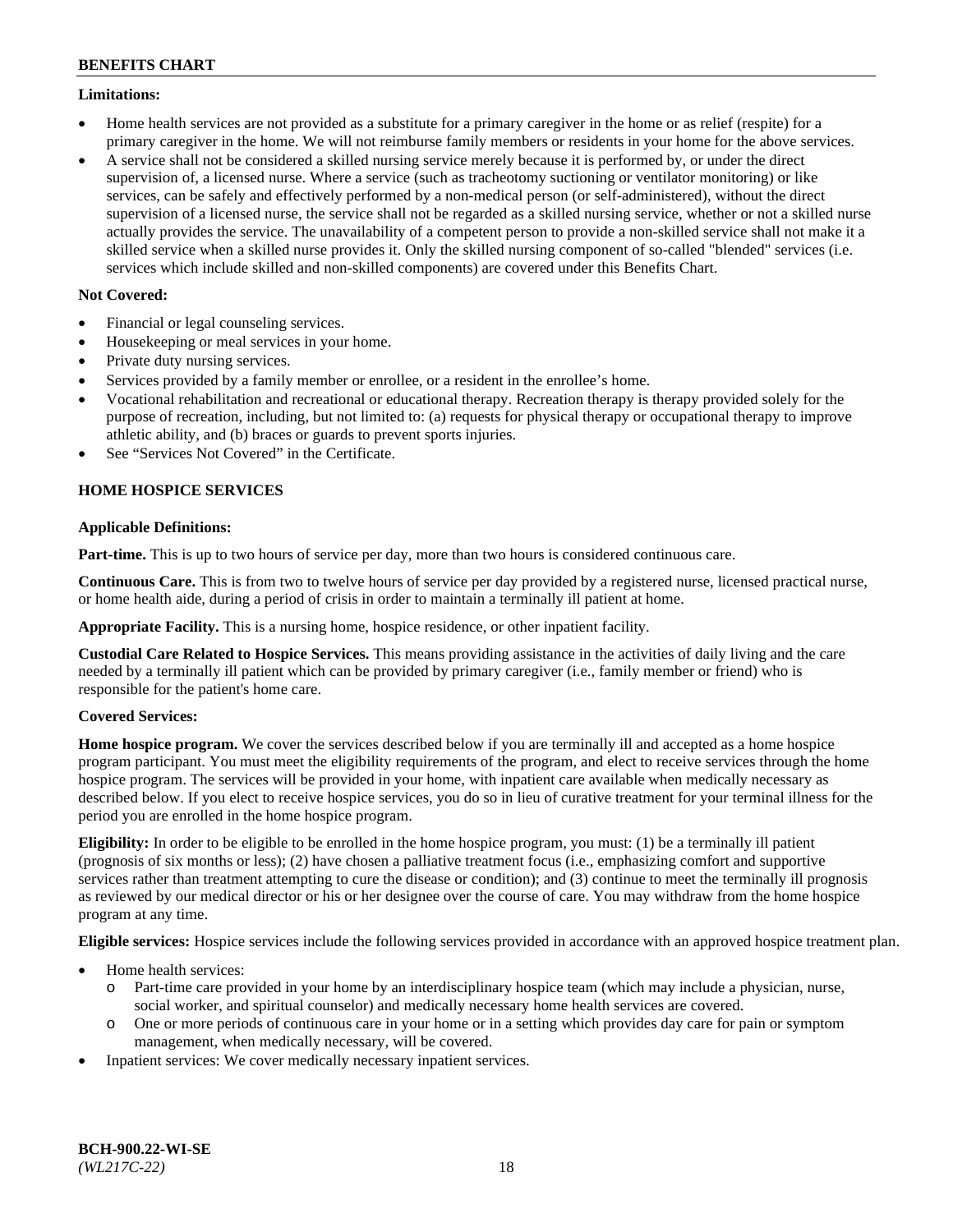**Limitations:**

- Home health services are not provided as a substitute for a primary caregiver in the home or as relief (respite) for a primary caregiver in the home. We will not reimburse family members or residents in your home for the above services.
- A service shall not be considered a skilled nursing service merely because it is performed by, or under the direct supervision of, a licensed nurse. Where a service (such as tracheotomy suctioning or ventilator monitoring) or like services, can be safely and effectively performed by a non-medical person (or self-administered), without the direct supervision of a licensed nurse, the service shall not be regarded as a skilled nursing service, whether or not a skilled nurse actually provides the service. The unavailability of a competent person to provide a non-skilled service shall not make it a skilled service when a skilled nurse provides it. Only the skilled nursing component of so-called "blended" services (i.e. services which include skilled and non-skilled components) are covered under this Benefits Chart.

**Not Covered:**

- Financial or legal counseling services.
- Housekeeping or meal services in your home.
- Private duty nursing services.
- Services provided by a family member or enrollee, or a resident in the enrollee's home.
- Vocational rehabilitation and recreational or educational therapy. Recreation therapy is therapy provided solely for the purpose of recreation, including, but not limited to: (a) requests for physical therapy or occupational therapy to improve athletic ability, and (b) braces or guards to prevent sports injuries.
- See "Services Not Covered" in the Certificate.

## HOME HOSPICE SERVICES

**Applicable Definitions:**

**Part-time.** This is up to two hours of service per day, more than two hours is considered continuous care.

**Continuous Care.** This is from two to twelve hours of service per day provided by a registered nurse, licensed practical nurse, or home health aide, during a period of crisis in order to maintain a terminally ill patient at home.

**Appropriate Facility.** This is a nursing home, hospice residence, or other inpatient facility.

**Custodial Care Related to Hospice Services.** This means providing assistance in the activities of daily living and the care needed by a terminally ill patient which can be provided by primary caregiver (i.e., family member or friend) who is responsible for the patient's home care.

**Covered Services:**

**Home hospice program.** We cover the services described below if you are terminally ill and accepted as a home hospice program participant. You must meet the eligibility requirements of the program, and elect to receive services through the home hospice program. The services will be provided in your home, with inpatient care available when medically necessary as described below. If you elect to receive hospice services, you do so in lieu of curative treatment for your terminal illness for the period you are enrolled in the home hospice program.

**Eligibility:** In order to be eligible to be enrolled in the home hospice program, you must: (1) be a terminally ill patient (prognosis of six months or less); (2) have chosen a palliative treatment focus (i.e., emphasizing comfort and supportive services rather than treatment attempting to cure the disease or condition); and (3) continue to meet the terminally ill prognosis as reviewed by our medical director or his or her designee over the course of care. You may withdraw from the home hospice program at any time.

**Eligible services:** Hospice services include the following services provided in accordance with an approved hospice treatment plan.

- Home health services:
  - Part-time care provided in your home by an interdisciplinary hospice team (which may include a physician, nurse, social worker, and spiritual counselor) and medically necessary home health services are covered.
  - One or more periods of continuous care in your home or in a setting which provides day care for pain or symptom management, when medically necessary, will be covered.
- Inpatient services: We cover medically necessary inpatient services.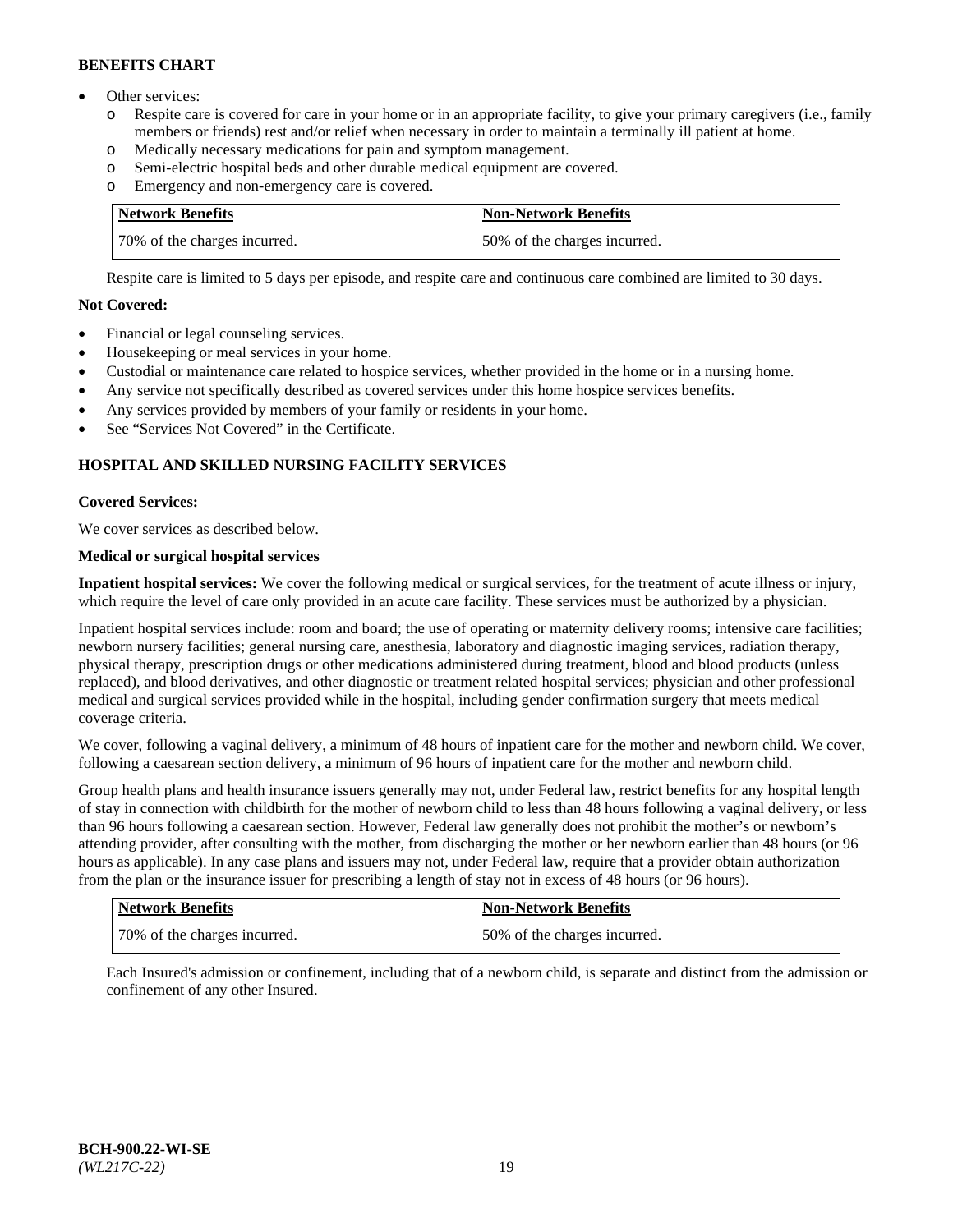- Other services:
  - Respite care is covered for care in your home or in an appropriate facility, to give your primary caregivers (i.e., family members or friends) rest and/or relief when necessary in order to maintain a terminally ill patient at home.
  - Medically necessary medications for pain and symptom management.
  - Semi-electric hospital beds and other durable medical equipment are covered.
  - Emergency and non-emergency care is covered.

| Network Benefits | Non-Network Benefits |
|---|---|
| 70% of the charges incurred. | 50% of the charges incurred. |

Respite care is limited to 5 days per episode, and respite care and continuous care combined are limited to 30 days.

**Not Covered:**

- Financial or legal counseling services.
- Housekeeping or meal services in your home.
- Custodial or maintenance care related to hospice services, whether provided in the home or in a nursing home.
- Any service not specifically described as covered services under this home hospice services benefits.
- Any services provided by members of your family or residents in your home.
- See "Services Not Covered" in the Certificate.

### HOSPITAL AND SKILLED NURSING FACILITY SERVICES

**Covered Services:**

We cover services as described below.

**Medical or surgical hospital services**

**Inpatient hospital services:** We cover the following medical or surgical services, for the treatment of acute illness or injury, which require the level of care only provided in an acute care facility. These services must be authorized by a physician.

Inpatient hospital services include: room and board; the use of operating or maternity delivery rooms; intensive care facilities; newborn nursery facilities; general nursing care, anesthesia, laboratory and diagnostic imaging services, radiation therapy, physical therapy, prescription drugs or other medications administered during treatment, blood and blood products (unless replaced), and blood derivatives, and other diagnostic or treatment related hospital services; physician and other professional medical and surgical services provided while in the hospital, including gender confirmation surgery that meets medical coverage criteria.

We cover, following a vaginal delivery, a minimum of 48 hours of inpatient care for the mother and newborn child. We cover, following a caesarean section delivery, a minimum of 96 hours of inpatient care for the mother and newborn child.

Group health plans and health insurance issuers generally may not, under Federal law, restrict benefits for any hospital length of stay in connection with childbirth for the mother of newborn child to less than 48 hours following a vaginal delivery, or less than 96 hours following a caesarean section. However, Federal law generally does not prohibit the mother's or newborn's attending provider, after consulting with the mother, from discharging the mother or her newborn earlier than 48 hours (or 96 hours as applicable). In any case plans and issuers may not, under Federal law, require that a provider obtain authorization from the plan or the insurance issuer for prescribing a length of stay not in excess of 48 hours (or 96 hours).

| Network Benefits | Non-Network Benefits |
|---|---|
| 70% of the charges incurred. | 50% of the charges incurred. |

Each Insured's admission or confinement, including that of a newborn child, is separate and distinct from the admission or confinement of any other Insured.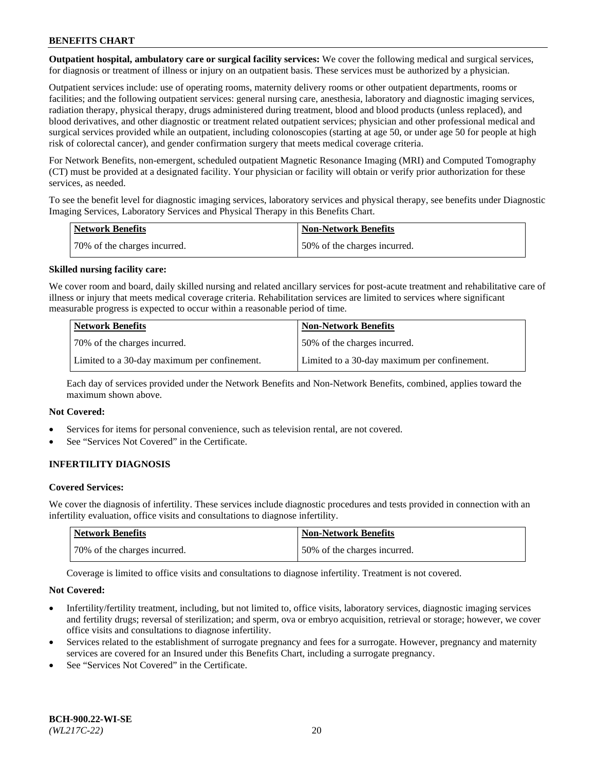**Outpatient hospital, ambulatory care or surgical facility services:** We cover the following medical and surgical services, for diagnosis or treatment of illness or injury on an outpatient basis. These services must be authorized by a physician.

Outpatient services include: use of operating rooms, maternity delivery rooms or other outpatient departments, rooms or facilities; and the following outpatient services: general nursing care, anesthesia, laboratory and diagnostic imaging services, radiation therapy, physical therapy, drugs administered during treatment, blood and blood products (unless replaced), and blood derivatives, and other diagnostic or treatment related outpatient services; physician and other professional medical and surgical services provided while an outpatient, including colonoscopies (starting at age 50, or under age 50 for people at high risk of colorectal cancer), and gender confirmation surgery that meets medical coverage criteria.

For Network Benefits, non-emergent, scheduled outpatient Magnetic Resonance Imaging (MRI) and Computed Tomography (CT) must be provided at a designated facility. Your physician or facility will obtain or verify prior authorization for these services, as needed.

To see the benefit level for diagnostic imaging services, laboratory services and physical therapy, see benefits under Diagnostic Imaging Services, Laboratory Services and Physical Therapy in this Benefits Chart.

| Network Benefits | Non-Network Benefits |
|---|---|
| 70% of the charges incurred. | 50% of the charges incurred. |

**Skilled nursing facility care:**

We cover room and board, daily skilled nursing and related ancillary services for post-acute treatment and rehabilitative care of illness or injury that meets medical coverage criteria. Rehabilitation services are limited to services where significant measurable progress is expected to occur within a reasonable period of time.

| Network Benefits | Non-Network Benefits |
|---|---|
| 70% of the charges incurred. | 50% of the charges incurred. |
| Limited to a 30-day maximum per confinement. | Limited to a 30-day maximum per confinement. |

Each day of services provided under the Network Benefits and Non-Network Benefits, combined, applies toward the maximum shown above.

**Not Covered:**

- Services for items for personal convenience, such as television rental, are not covered.
- See "Services Not Covered" in the Certificate.

## INFERTILITY DIAGNOSIS

**Covered Services:**

We cover the diagnosis of infertility. These services include diagnostic procedures and tests provided in connection with an infertility evaluation, office visits and consultations to diagnose infertility.

| Network Benefits | Non-Network Benefits |
|---|---|
| 70% of the charges incurred. | 50% of the charges incurred. |

Coverage is limited to office visits and consultations to diagnose infertility. Treatment is not covered.

**Not Covered:**

- Infertility/fertility treatment, including, but not limited to, office visits, laboratory services, diagnostic imaging services and fertility drugs; reversal of sterilization; and sperm, ova or embryo acquisition, retrieval or storage; however, we cover office visits and consultations to diagnose infertility.
- Services related to the establishment of surrogate pregnancy and fees for a surrogate. However, pregnancy and maternity services are covered for an Insured under this Benefits Chart, including a surrogate pregnancy.
- See "Services Not Covered" in the Certificate.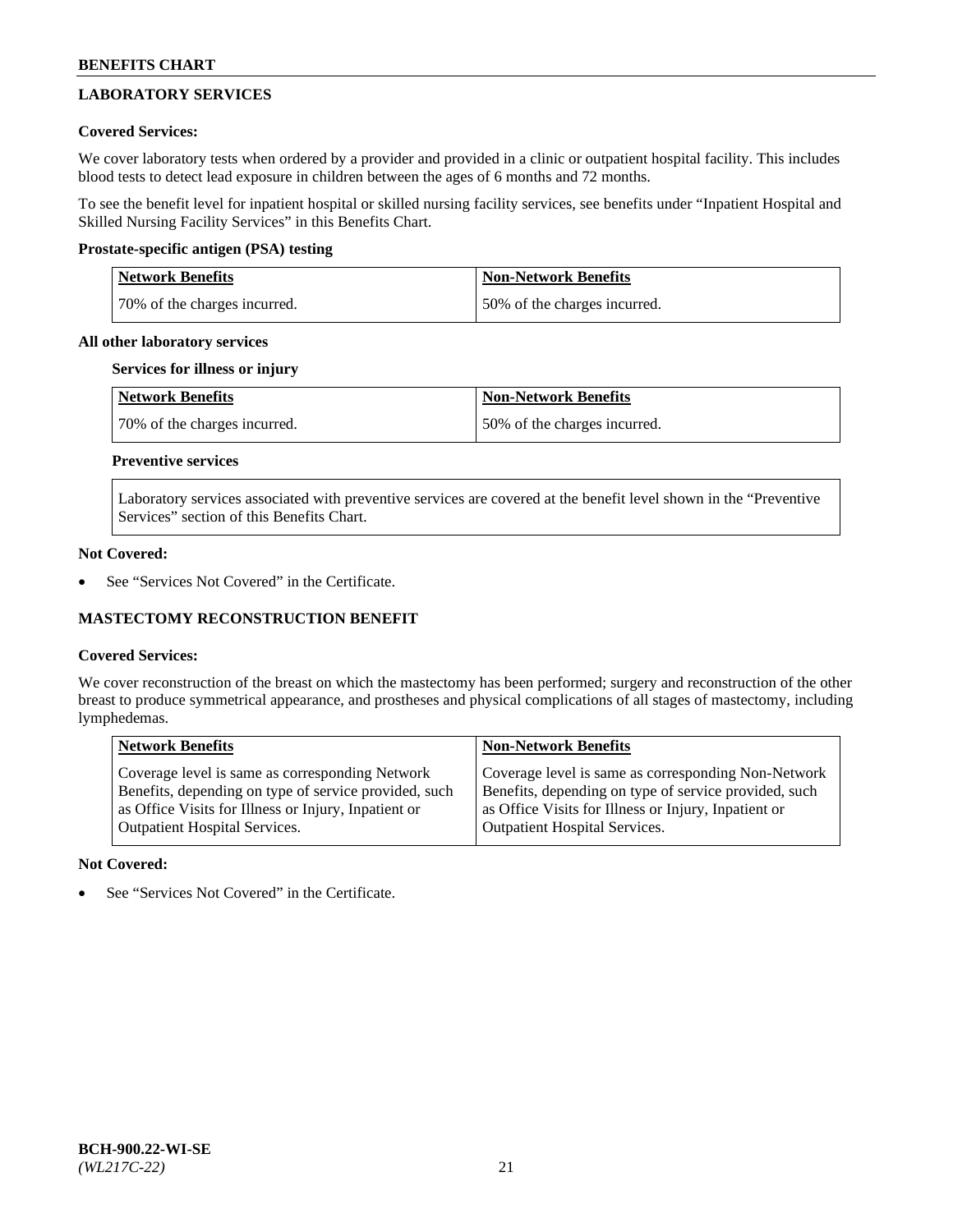## LABORATORY SERVICES

### Covered Services:

We cover laboratory tests when ordered by a provider and provided in a clinic or outpatient hospital facility. This includes blood tests to detect lead exposure in children between the ages of 6 months and 72 months.

To see the benefit level for inpatient hospital or skilled nursing facility services, see benefits under "Inpatient Hospital and Skilled Nursing Facility Services" in this Benefits Chart.

#### Prostate-specific antigen (PSA) testing

| Network Benefits | Non-Network Benefits |
| --- | --- |
| 70% of the charges incurred. | 50% of the charges incurred. |

#### All other laboratory services

**Services for illness or injury**

| Network Benefits | Non-Network Benefits |
| --- | --- |
| 70% of the charges incurred. | 50% of the charges incurred. |

**Preventive services**

Laboratory services associated with preventive services are covered at the benefit level shown in the "Preventive Services" section of this Benefits Chart.

### Not Covered:

- See "Services Not Covered" in the Certificate.

## MASTECTOMY RECONSTRUCTION BENEFIT

### Covered Services:

We cover reconstruction of the breast on which the mastectomy has been performed; surgery and reconstruction of the other breast to produce symmetrical appearance, and prostheses and physical complications of all stages of mastectomy, including lymphedemas.

| Network Benefits | Non-Network Benefits |
| --- | --- |
| Coverage level is same as corresponding Network Benefits, depending on type of service provided, such as Office Visits for Illness or Injury, Inpatient or Outpatient Hospital Services. | Coverage level is same as corresponding Non-Network Benefits, depending on type of service provided, such as Office Visits for Illness or Injury, Inpatient or Outpatient Hospital Services. |

### Not Covered:

- See "Services Not Covered" in the Certificate.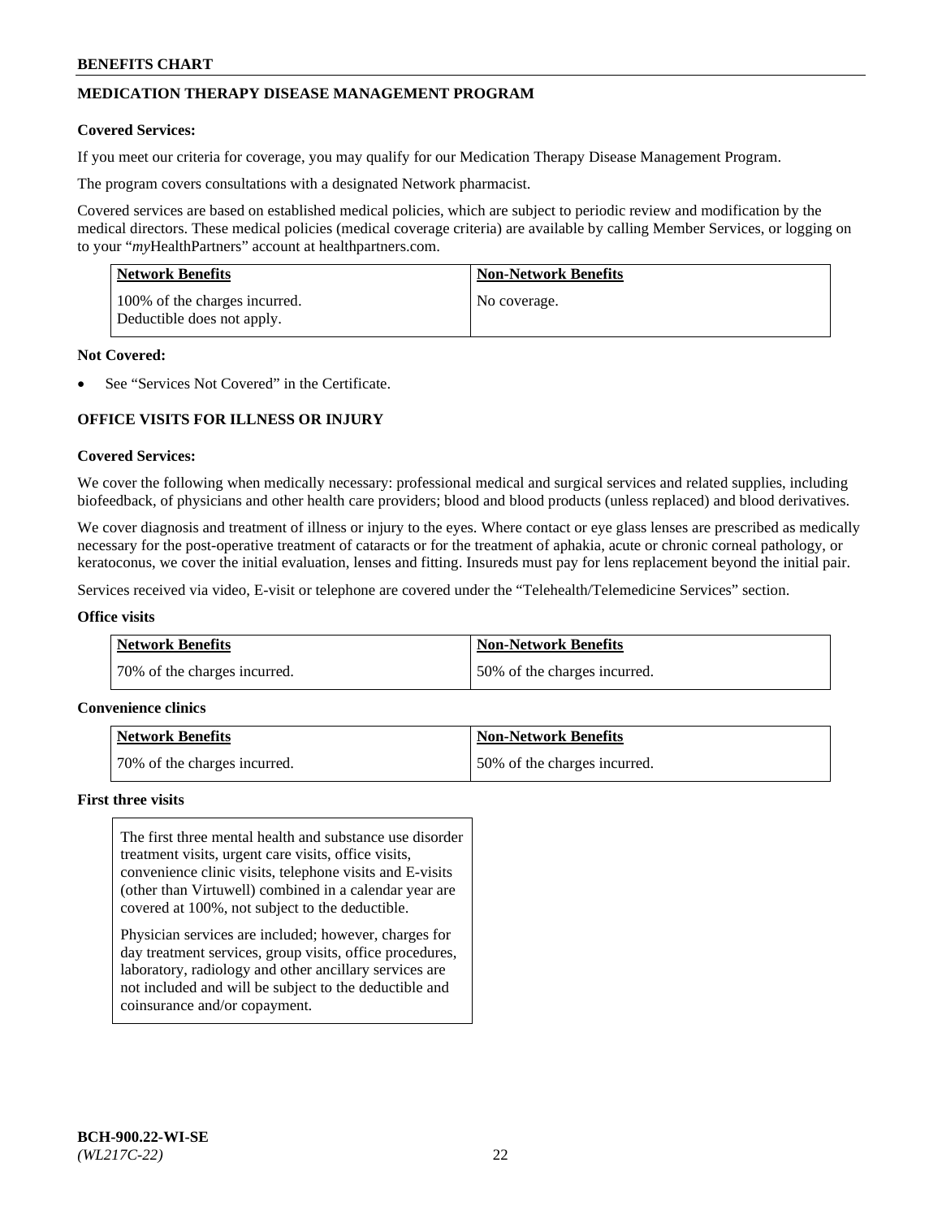## MEDICATION THERAPY DISEASE MANAGEMENT PROGRAM

**Covered Services:**

If you meet our criteria for coverage, you may qualify for our Medication Therapy Disease Management Program.

The program covers consultations with a designated Network pharmacist.

Covered services are based on established medical policies, which are subject to periodic review and modification by the medical directors. These medical policies (medical coverage criteria) are available by calling Member Services, or logging on to your "*my*HealthPartners" account at healthpartners.com.

| Network Benefits | Non-Network Benefits |
|---|---|
| 100% of the charges incurred. Deductible does not apply. | No coverage. |

**Not Covered:**

- See "Services Not Covered" in the Certificate.

## OFFICE VISITS FOR ILLNESS OR INJURY

**Covered Services:**

We cover the following when medically necessary: professional medical and surgical services and related supplies, including biofeedback, of physicians and other health care providers; blood and blood products (unless replaced) and blood derivatives.

We cover diagnosis and treatment of illness or injury to the eyes. Where contact or eye glass lenses are prescribed as medically necessary for the post-operative treatment of cataracts or for the treatment of aphakia, acute or chronic corneal pathology, or keratoconus, we cover the initial evaluation, lenses and fitting. Insureds must pay for lens replacement beyond the initial pair.

Services received via video, E-visit or telephone are covered under the "Telehealth/Telemedicine Services" section.

**Office visits**

| Network Benefits | Non-Network Benefits |
|---|---|
| 70% of the charges incurred. | 50% of the charges incurred. |

**Convenience clinics**

| Network Benefits | Non-Network Benefits |
|---|---|
| 70% of the charges incurred. | 50% of the charges incurred. |

**First three visits**

The first three mental health and substance use disorder treatment visits, urgent care visits, office visits, convenience clinic visits, telephone visits and E-visits (other than Virtuwell) combined in a calendar year are covered at 100%, not subject to the deductible.

Physician services are included; however, charges for day treatment services, group visits, office procedures, laboratory, radiology and other ancillary services are not included and will be subject to the deductible and coinsurance and/or copayment.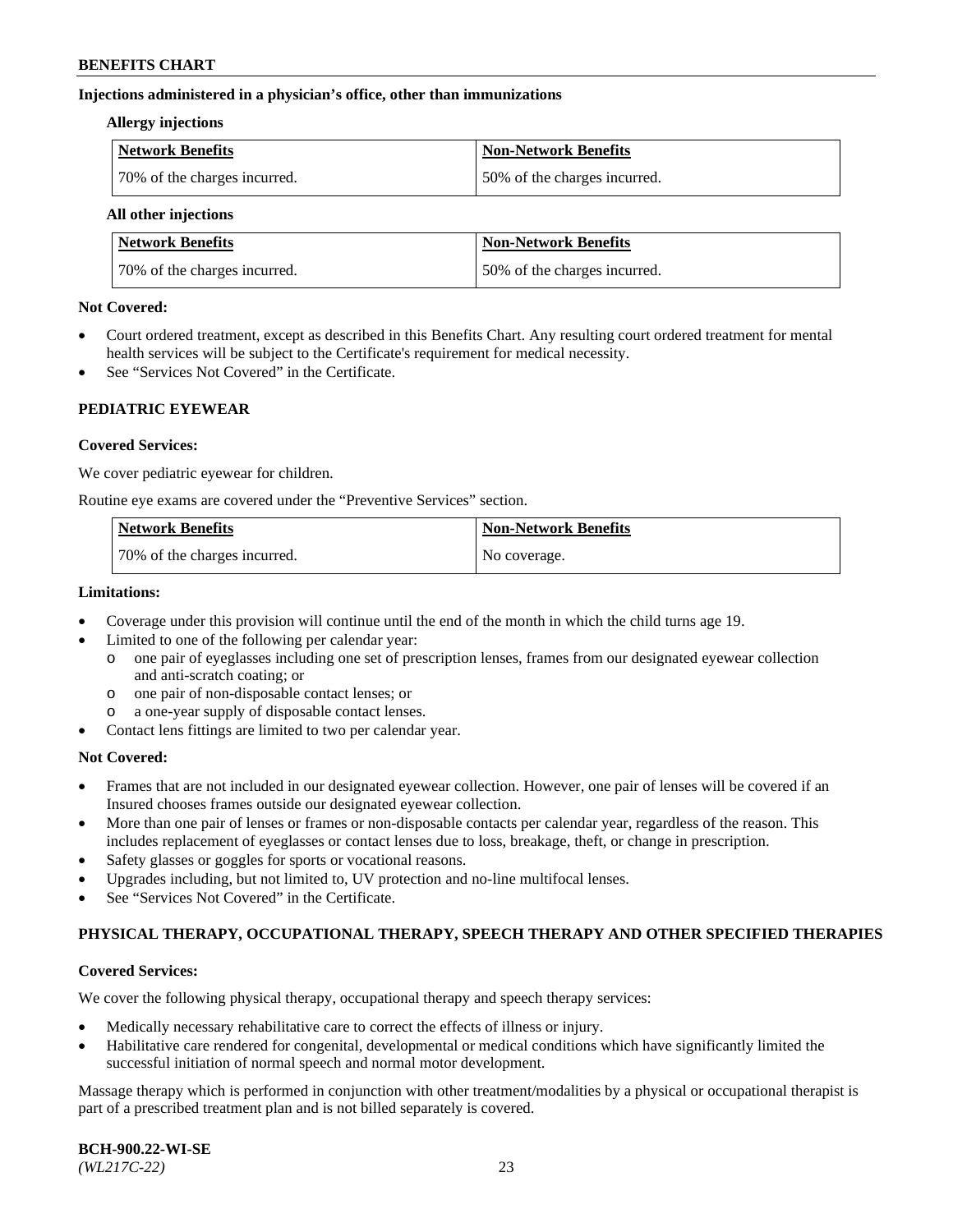**Injections administered in a physician's office, other than immunizations**

**Allergy injections**

| Network Benefits | Non-Network Benefits |
| --- | --- |
| 70% of the charges incurred. | 50% of the charges incurred. |

**All other injections**

| Network Benefits | Non-Network Benefits |
| --- | --- |
| 70% of the charges incurred. | 50% of the charges incurred. |

**Not Covered:**

- Court ordered treatment, except as described in this Benefits Chart. Any resulting court ordered treatment for mental health services will be subject to the Certificate's requirement for medical necessity.
- See "Services Not Covered" in the Certificate.

## PEDIATRIC EYEWEAR

**Covered Services:**

We cover pediatric eyewear for children.

Routine eye exams are covered under the "Preventive Services" section.

| Network Benefits | Non-Network Benefits |
| --- | --- |
| 70% of the charges incurred. | No coverage. |

**Limitations:**

- Coverage under this provision will continue until the end of the month in which the child turns age 19.
- Limited to one of the following per calendar year:
  - one pair of eyeglasses including one set of prescription lenses, frames from our designated eyewear collection and anti-scratch coating; or
  - one pair of non-disposable contact lenses; or
  - a one-year supply of disposable contact lenses.
- Contact lens fittings are limited to two per calendar year.

**Not Covered:**

- Frames that are not included in our designated eyewear collection. However, one pair of lenses will be covered if an Insured chooses frames outside our designated eyewear collection.
- More than one pair of lenses or frames or non-disposable contacts per calendar year, regardless of the reason. This includes replacement of eyeglasses or contact lenses due to loss, breakage, theft, or change in prescription.
- Safety glasses or goggles for sports or vocational reasons.
- Upgrades including, but not limited to, UV protection and no-line multifocal lenses.
- See "Services Not Covered" in the Certificate.

## PHYSICAL THERAPY, OCCUPATIONAL THERAPY, SPEECH THERAPY AND OTHER SPECIFIED THERAPIES

**Covered Services:**

We cover the following physical therapy, occupational therapy and speech therapy services:

- Medically necessary rehabilitative care to correct the effects of illness or injury.
- Habilitative care rendered for congenital, developmental or medical conditions which have significantly limited the successful initiation of normal speech and normal motor development.

Massage therapy which is performed in conjunction with other treatment/modalities by a physical or occupational therapist is part of a prescribed treatment plan and is not billed separately is covered.

**BCH-900.22-WI-SE**
*(WL217C-22)*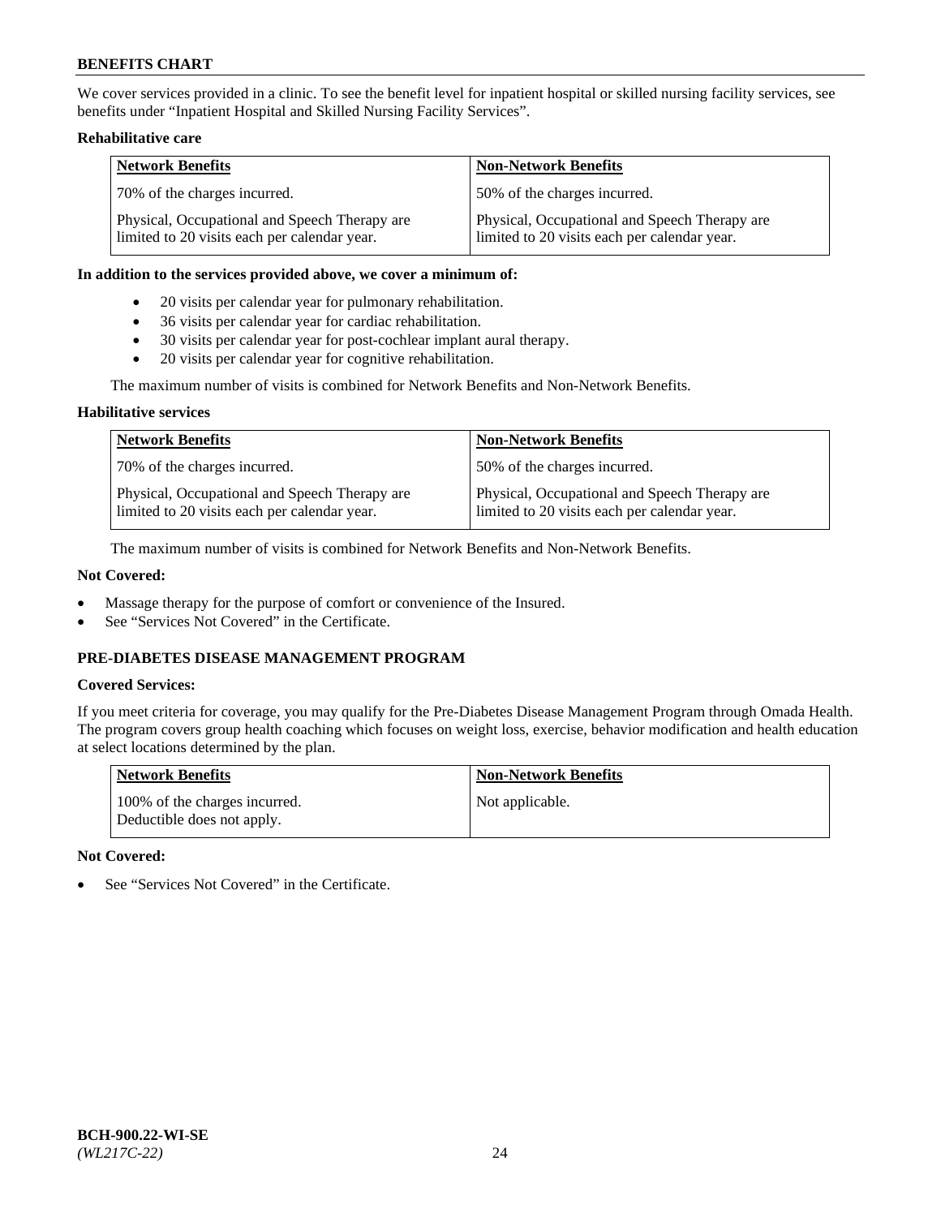We cover services provided in a clinic. To see the benefit level for inpatient hospital or skilled nursing facility services, see benefits under "Inpatient Hospital and Skilled Nursing Facility Services".

**Rehabilitative care**

| Network Benefits | Non-Network Benefits |
|---|---|
| 70% of the charges incurred. | 50% of the charges incurred. |
| Physical, Occupational and Speech Therapy are limited to 20 visits each per calendar year. | Physical, Occupational and Speech Therapy are limited to 20 visits each per calendar year. |

**In addition to the services provided above, we cover a minimum of:**

- 20 visits per calendar year for pulmonary rehabilitation.
- 36 visits per calendar year for cardiac rehabilitation.
- 30 visits per calendar year for post-cochlear implant aural therapy.
- 20 visits per calendar year for cognitive rehabilitation.

The maximum number of visits is combined for Network Benefits and Non-Network Benefits.

**Habilitative services**

| Network Benefits | Non-Network Benefits |
|---|---|
| 70% of the charges incurred. | 50% of the charges incurred. |
| Physical, Occupational and Speech Therapy are limited to 20 visits each per calendar year. | Physical, Occupational and Speech Therapy are limited to 20 visits each per calendar year. |

The maximum number of visits is combined for Network Benefits and Non-Network Benefits.

**Not Covered:**

- Massage therapy for the purpose of comfort or convenience of the Insured.
- See "Services Not Covered" in the Certificate.

## PRE-DIABETES DISEASE MANAGEMENT PROGRAM

**Covered Services:**

If you meet criteria for coverage, you may qualify for the Pre-Diabetes Disease Management Program through Omada Health. The program covers group health coaching which focuses on weight loss, exercise, behavior modification and health education at select locations determined by the plan.

| Network Benefits | Non-Network Benefits |
|---|---|
| 100% of the charges incurred. Deductible does not apply. | Not applicable. |

**Not Covered:**

- See "Services Not Covered" in the Certificate.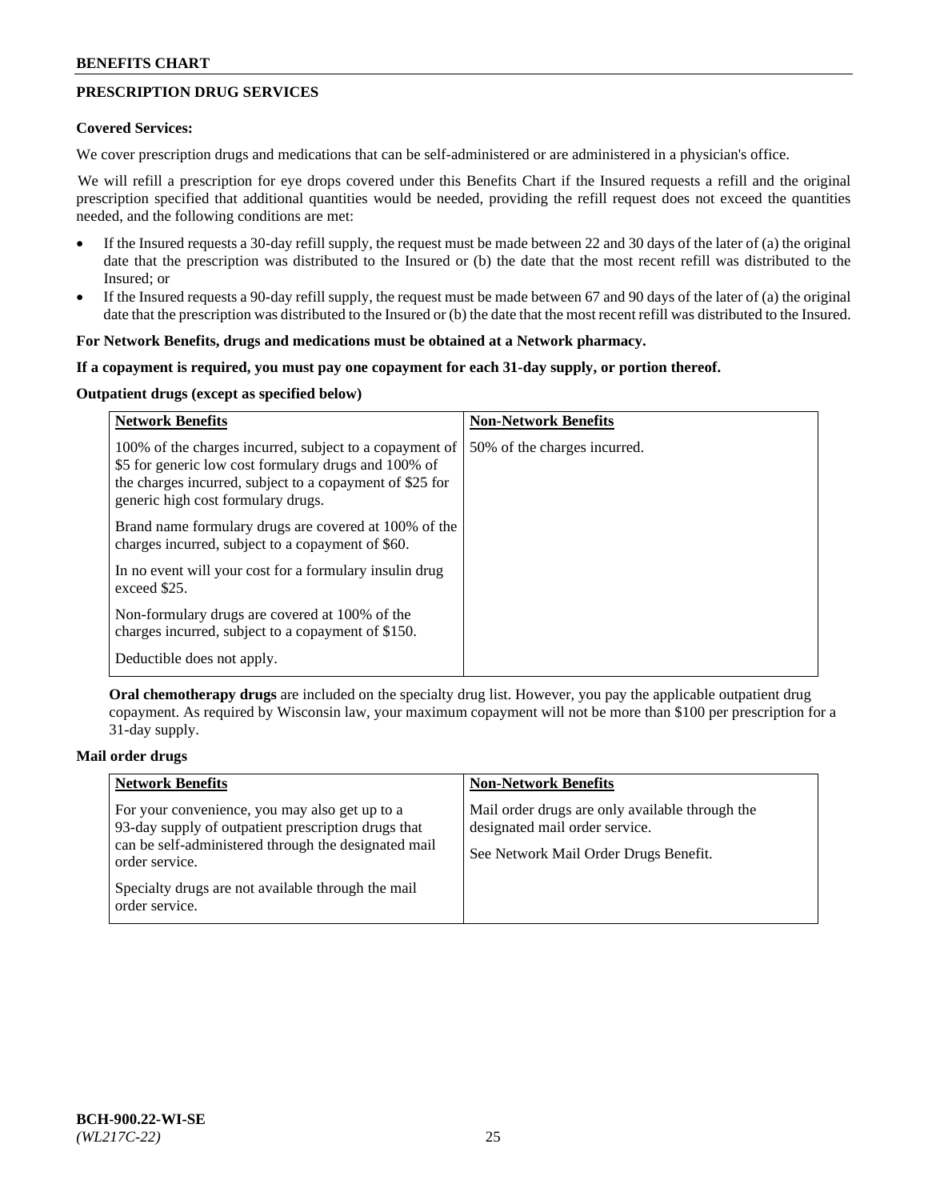## PRESCRIPTION DRUG SERVICES

**Covered Services:**

We cover prescription drugs and medications that can be self-administered or are administered in a physician's office.

We will refill a prescription for eye drops covered under this Benefits Chart if the Insured requests a refill and the original prescription specified that additional quantities would be needed, providing the refill request does not exceed the quantities needed, and the following conditions are met:

- If the Insured requests a 30-day refill supply, the request must be made between 22 and 30 days of the later of (a) the original date that the prescription was distributed to the Insured or (b) the date that the most recent refill was distributed to the Insured; or
- If the Insured requests a 90-day refill supply, the request must be made between 67 and 90 days of the later of (a) the original date that the prescription was distributed to the Insured or (b) the date that the most recent refill was distributed to the Insured.

**For Network Benefits, drugs and medications must be obtained at a Network pharmacy.**

**If a copayment is required, you must pay one copayment for each 31-day supply, or portion thereof.**

**Outpatient drugs (except as specified below)**

| Network Benefits | Non-Network Benefits |
|---|---|
| 100% of the charges incurred, subject to a copayment of \$5 for generic low cost formulary drugs and 100% of the charges incurred, subject to a copayment of \$25 for generic high cost formulary drugs.<br><br>Brand name formulary drugs are covered at 100% of the charges incurred, subject to a copayment of \$60.<br><br>In no event will your cost for a formulary insulin drug exceed \$25.<br><br>Non-formulary drugs are covered at 100% of the charges incurred, subject to a copayment of \$150.<br><br>Deductible does not apply. | 50% of the charges incurred. |

**Oral chemotherapy drugs** are included on the specialty drug list. However, you pay the applicable outpatient drug copayment. As required by Wisconsin law, your maximum copayment will not be more than \$100 per prescription for a 31-day supply.

**Mail order drugs**

| Network Benefits | Non-Network Benefits |
|---|---|
| For your convenience, you may also get up to a 93-day supply of outpatient prescription drugs that can be self-administered through the designated mail order service.<br><br>Specialty drugs are not available through the mail order service. | Mail order drugs are only available through the designated mail order service.<br><br>See Network Mail Order Drugs Benefit. |

BCH-900.22-WI-SE
*(WL217C-22)*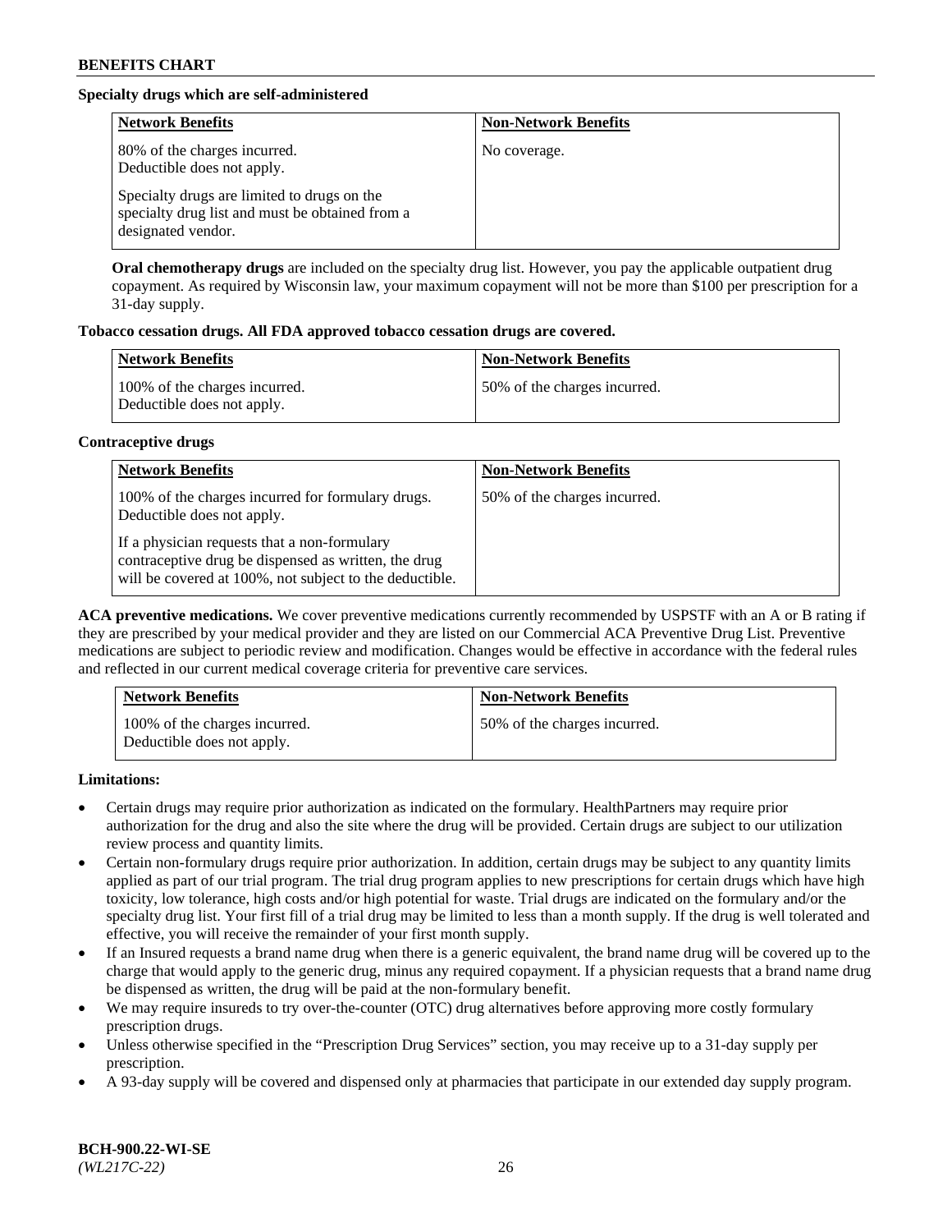**Specialty drugs which are self-administered**

| Network Benefits | Non-Network Benefits |
|---|---|
| 80% of the charges incurred.<br>Deductible does not apply.<br><br>Specialty drugs are limited to drugs on the specialty drug list and must be obtained from a designated vendor. | No coverage. |

**Oral chemotherapy drugs** are included on the specialty drug list. However, you pay the applicable outpatient drug copayment. As required by Wisconsin law, your maximum copayment will not be more than $100 per prescription for a 31-day supply.

**Tobacco cessation drugs. All FDA approved tobacco cessation drugs are covered.**

| Network Benefits | Non-Network Benefits |
|---|---|
| 100% of the charges incurred.<br>Deductible does not apply. | 50% of the charges incurred. |

**Contraceptive drugs**

| Network Benefits | Non-Network Benefits |
|---|---|
| 100% of the charges incurred for formulary drugs. Deductible does not apply.<br><br>If a physician requests that a non-formulary contraceptive drug be dispensed as written, the drug will be covered at 100%, not subject to the deductible. | 50% of the charges incurred. |

**ACA preventive medications.** We cover preventive medications currently recommended by USPSTF with an A or B rating if they are prescribed by your medical provider and they are listed on our Commercial ACA Preventive Drug List. Preventive medications are subject to periodic review and modification. Changes would be effective in accordance with the federal rules and reflected in our current medical coverage criteria for preventive care services.

| Network Benefits | Non-Network Benefits |
|---|---|
| 100% of the charges incurred.<br>Deductible does not apply. | 50% of the charges incurred. |

**Limitations:**

- Certain drugs may require prior authorization as indicated on the formulary. HealthPartners may require prior authorization for the drug and also the site where the drug will be provided. Certain drugs are subject to our utilization review process and quantity limits.
- Certain non-formulary drugs require prior authorization. In addition, certain drugs may be subject to any quantity limits applied as part of our trial program. The trial drug program applies to new prescriptions for certain drugs which have high toxicity, low tolerance, high costs and/or high potential for waste. Trial drugs are indicated on the formulary and/or the specialty drug list. Your first fill of a trial drug may be limited to less than a month supply. If the drug is well tolerated and effective, you will receive the remainder of your first month supply.
- If an Insured requests a brand name drug when there is a generic equivalent, the brand name drug will be covered up to the charge that would apply to the generic drug, minus any required copayment. If a physician requests that a brand name drug be dispensed as written, the drug will be paid at the non-formulary benefit.
- We may require insureds to try over-the-counter (OTC) drug alternatives before approving more costly formulary prescription drugs.
- Unless otherwise specified in the "Prescription Drug Services" section, you may receive up to a 31-day supply per prescription.
- A 93-day supply will be covered and dispensed only at pharmacies that participate in our extended day supply program.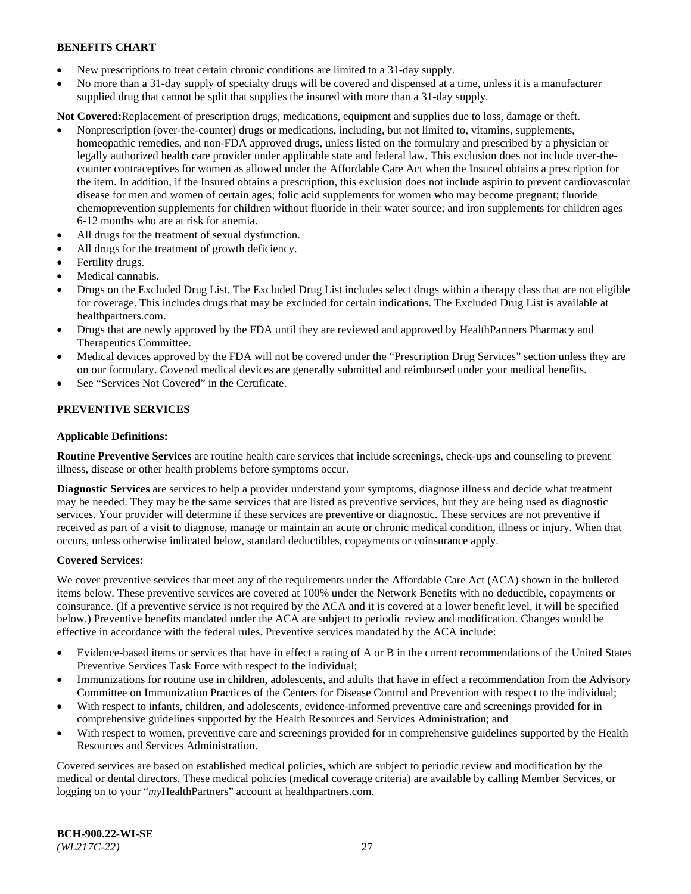- New prescriptions to treat certain chronic conditions are limited to a 31-day supply.
- No more than a 31-day supply of specialty drugs will be covered and dispensed at a time, unless it is a manufacturer supplied drug that cannot be split that supplies the insured with more than a 31-day supply.

**Not Covered:** Replacement of prescription drugs, medications, equipment and supplies due to loss, damage or theft.

- Nonprescription (over-the-counter) drugs or medications, including, but not limited to, vitamins, supplements, homeopathic remedies, and non-FDA approved drugs, unless listed on the formulary and prescribed by a physician or legally authorized health care provider under applicable state and federal law. This exclusion does not include over-the-counter contraceptives for women as allowed under the Affordable Care Act when the Insured obtains a prescription for the item. In addition, if the Insured obtains a prescription, this exclusion does not include aspirin to prevent cardiovascular disease for men and women of certain ages; folic acid supplements for women who may become pregnant; fluoride chemoprevention supplements for children without fluoride in their water source; and iron supplements for children ages 6-12 months who are at risk for anemia.
- All drugs for the treatment of sexual dysfunction.
- All drugs for the treatment of growth deficiency.
- Fertility drugs.
- Medical cannabis.
- Drugs on the Excluded Drug List. The Excluded Drug List includes select drugs within a therapy class that are not eligible for coverage. This includes drugs that may be excluded for certain indications. The Excluded Drug List is available at healthpartners.com.
- Drugs that are newly approved by the FDA until they are reviewed and approved by HealthPartners Pharmacy and Therapeutics Committee.
- Medical devices approved by the FDA will not be covered under the "Prescription Drug Services" section unless they are on our formulary. Covered medical devices are generally submitted and reimbursed under your medical benefits.
- See "Services Not Covered" in the Certificate.

## PREVENTIVE SERVICES

### Applicable Definitions:

**Routine Preventive Services** are routine health care services that include screenings, check-ups and counseling to prevent illness, disease or other health problems before symptoms occur.

**Diagnostic Services** are services to help a provider understand your symptoms, diagnose illness and decide what treatment may be needed. They may be the same services that are listed as preventive services, but they are being used as diagnostic services. Your provider will determine if these services are preventive or diagnostic. These services are not preventive if received as part of a visit to diagnose, manage or maintain an acute or chronic medical condition, illness or injury. When that occurs, unless otherwise indicated below, standard deductibles, copayments or coinsurance apply.

### Covered Services:

We cover preventive services that meet any of the requirements under the Affordable Care Act (ACA) shown in the bulleted items below. These preventive services are covered at 100% under the Network Benefits with no deductible, copayments or coinsurance. (If a preventive service is not required by the ACA and it is covered at a lower benefit level, it will be specified below.) Preventive benefits mandated under the ACA are subject to periodic review and modification. Changes would be effective in accordance with the federal rules. Preventive services mandated by the ACA include:

- Evidence-based items or services that have in effect a rating of A or B in the current recommendations of the United States Preventive Services Task Force with respect to the individual;
- Immunizations for routine use in children, adolescents, and adults that have in effect a recommendation from the Advisory Committee on Immunization Practices of the Centers for Disease Control and Prevention with respect to the individual;
- With respect to infants, children, and adolescents, evidence-informed preventive care and screenings provided for in comprehensive guidelines supported by the Health Resources and Services Administration; and
- With respect to women, preventive care and screenings provided for in comprehensive guidelines supported by the Health Resources and Services Administration.

Covered services are based on established medical policies, which are subject to periodic review and modification by the medical or dental directors. These medical policies (medical coverage criteria) are available by calling Member Services, or logging on to your "*my*HealthPartners" account at healthpartners.com.

**BCH-900.22-WI-SE**
*(WL217C-22)*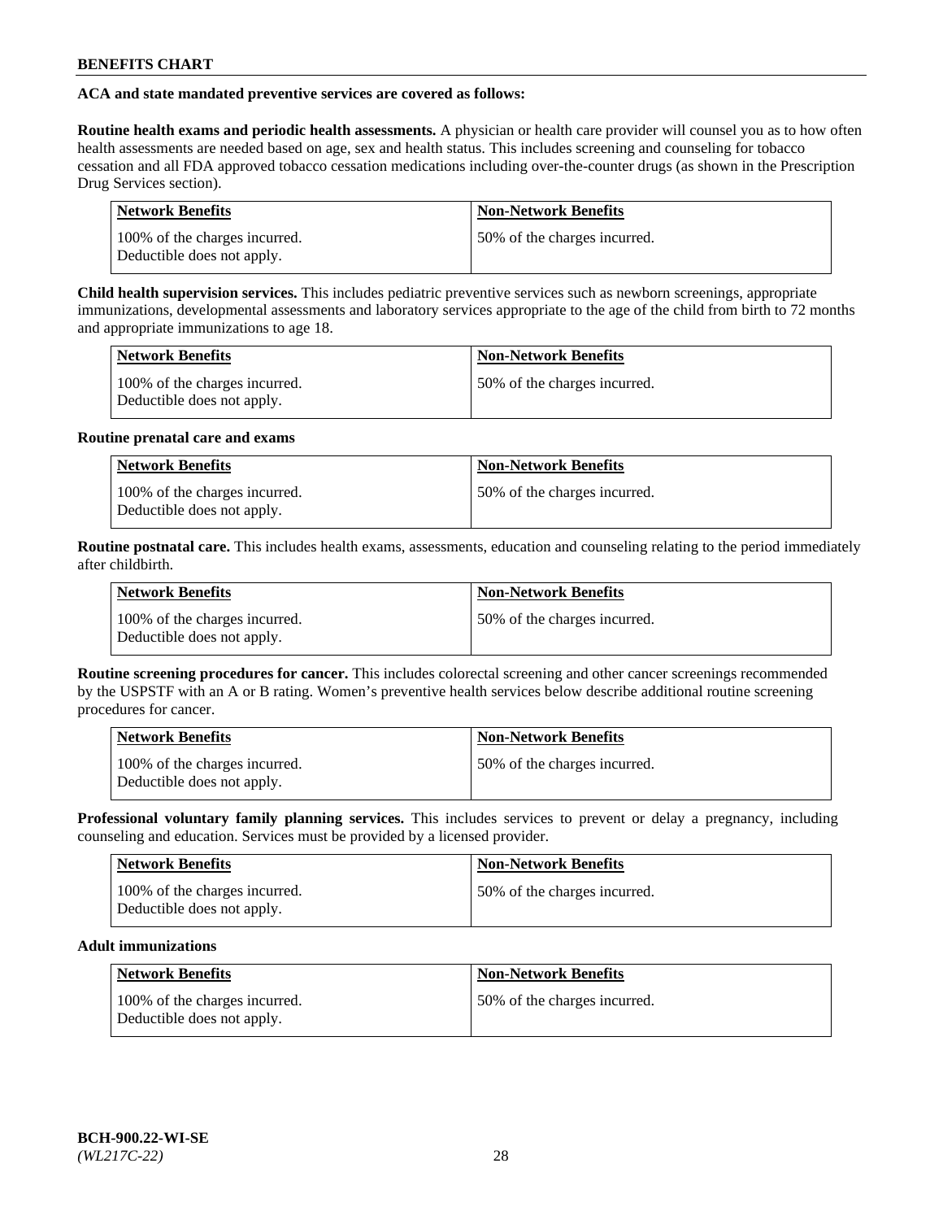**ACA and state mandated preventive services are covered as follows:**

**Routine health exams and periodic health assessments.** A physician or health care provider will counsel you as to how often health assessments are needed based on age, sex and health status. This includes screening and counseling for tobacco cessation and all FDA approved tobacco cessation medications including over-the-counter drugs (as shown in the Prescription Drug Services section).

| Network Benefits | Non-Network Benefits |
| --- | --- |
| 100% of the charges incurred. Deductible does not apply. | 50% of the charges incurred. |

**Child health supervision services.** This includes pediatric preventive services such as newborn screenings, appropriate immunizations, developmental assessments and laboratory services appropriate to the age of the child from birth to 72 months and appropriate immunizations to age 18.

| Network Benefits | Non-Network Benefits |
| --- | --- |
| 100% of the charges incurred. Deductible does not apply. | 50% of the charges incurred. |

**Routine prenatal care and exams**

| Network Benefits | Non-Network Benefits |
| --- | --- |
| 100% of the charges incurred. Deductible does not apply. | 50% of the charges incurred. |

**Routine postnatal care.** This includes health exams, assessments, education and counseling relating to the period immediately after childbirth.

| Network Benefits | Non-Network Benefits |
| --- | --- |
| 100% of the charges incurred. Deductible does not apply. | 50% of the charges incurred. |

**Routine screening procedures for cancer.** This includes colorectal screening and other cancer screenings recommended by the USPSTF with an A or B rating. Women's preventive health services below describe additional routine screening procedures for cancer.

| Network Benefits | Non-Network Benefits |
| --- | --- |
| 100% of the charges incurred. Deductible does not apply. | 50% of the charges incurred. |

**Professional voluntary family planning services.** This includes services to prevent or delay a pregnancy, including counseling and education. Services must be provided by a licensed provider.

| Network Benefits | Non-Network Benefits |
| --- | --- |
| 100% of the charges incurred. Deductible does not apply. | 50% of the charges incurred. |

**Adult immunizations**

| Network Benefits | Non-Network Benefits |
| --- | --- |
| 100% of the charges incurred. Deductible does not apply. | 50% of the charges incurred. |

**BCH-900.22-WI-SE**
*(WL217C-22)*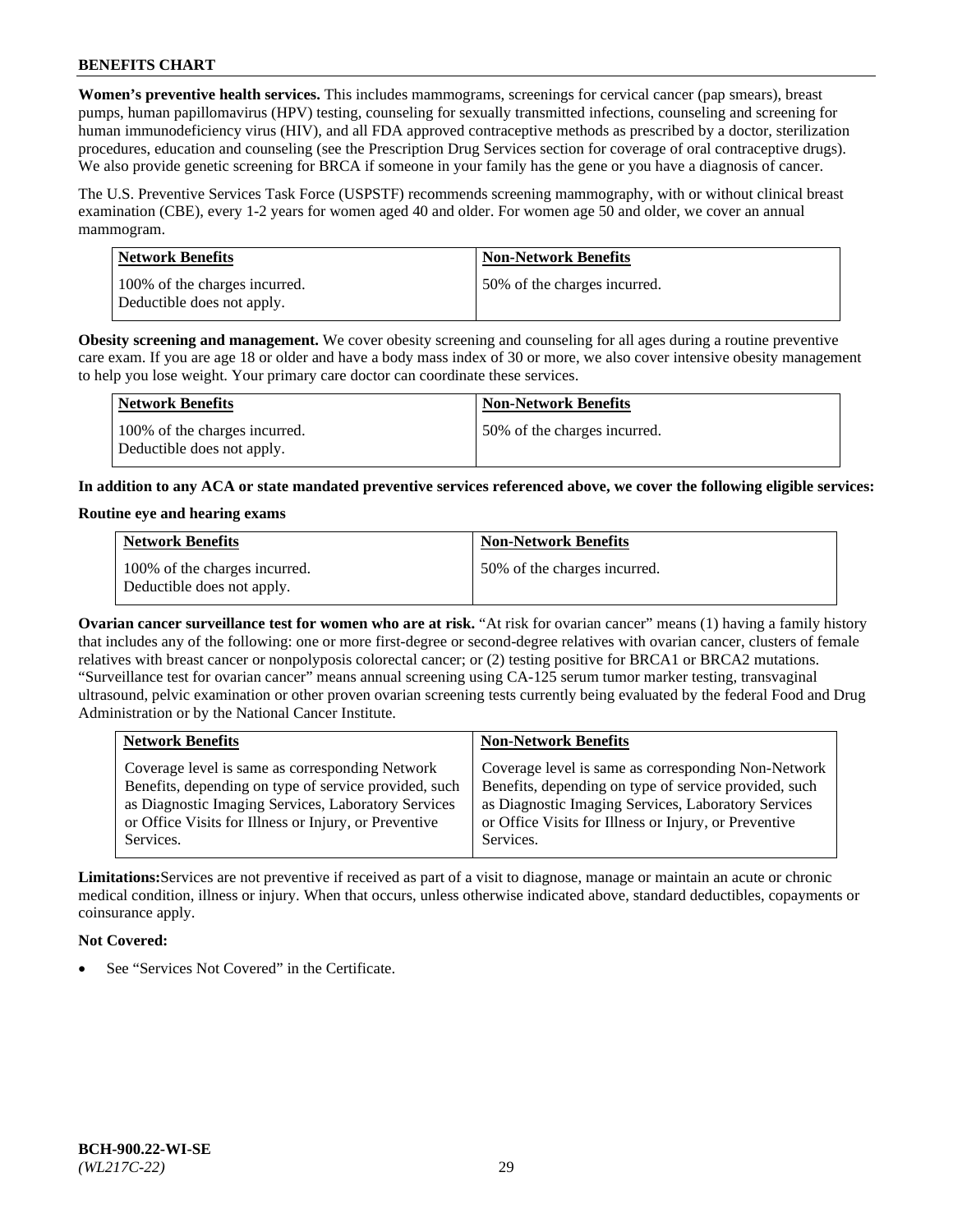**Women's preventive health services.** This includes mammograms, screenings for cervical cancer (pap smears), breast pumps, human papillomavirus (HPV) testing, counseling for sexually transmitted infections, counseling and screening for human immunodeficiency virus (HIV), and all FDA approved contraceptive methods as prescribed by a doctor, sterilization procedures, education and counseling (see the Prescription Drug Services section for coverage of oral contraceptive drugs). We also provide genetic screening for BRCA if someone in your family has the gene or you have a diagnosis of cancer.

The U.S. Preventive Services Task Force (USPSTF) recommends screening mammography, with or without clinical breast examination (CBE), every 1-2 years for women aged 40 and older. For women age 50 and older, we cover an annual mammogram.

| Network Benefits | Non-Network Benefits |
|---|---|
| 100% of the charges incurred. Deductible does not apply. | 50% of the charges incurred. |

**Obesity screening and management.** We cover obesity screening and counseling for all ages during a routine preventive care exam. If you are age 18 or older and have a body mass index of 30 or more, we also cover intensive obesity management to help you lose weight. Your primary care doctor can coordinate these services.

| Network Benefits | Non-Network Benefits |
|---|---|
| 100% of the charges incurred. Deductible does not apply. | 50% of the charges incurred. |

**In addition to any ACA or state mandated preventive services referenced above, we cover the following eligible services:**

**Routine eye and hearing exams**

| Network Benefits | Non-Network Benefits |
|---|---|
| 100% of the charges incurred. Deductible does not apply. | 50% of the charges incurred. |

**Ovarian cancer surveillance test for women who are at risk.** "At risk for ovarian cancer" means (1) having a family history that includes any of the following: one or more first-degree or second-degree relatives with ovarian cancer, clusters of female relatives with breast cancer or nonpolyposis colorectal cancer; or (2) testing positive for BRCA1 or BRCA2 mutations. "Surveillance test for ovarian cancer" means annual screening using CA-125 serum tumor marker testing, transvaginal ultrasound, pelvic examination or other proven ovarian screening tests currently being evaluated by the federal Food and Drug Administration or by the National Cancer Institute.

| Network Benefits | Non-Network Benefits |
|---|---|
| Coverage level is same as corresponding Network Benefits, depending on type of service provided, such as Diagnostic Imaging Services, Laboratory Services or Office Visits for Illness or Injury, or Preventive Services. | Coverage level is same as corresponding Non-Network Benefits, depending on type of service provided, such as Diagnostic Imaging Services, Laboratory Services or Office Visits for Illness or Injury, or Preventive Services. |

**Limitations:** Services are not preventive if received as part of a visit to diagnose, manage or maintain an acute or chronic medical condition, illness or injury. When that occurs, unless otherwise indicated above, standard deductibles, copayments or coinsurance apply.

**Not Covered:**

- See "Services Not Covered" in the Certificate.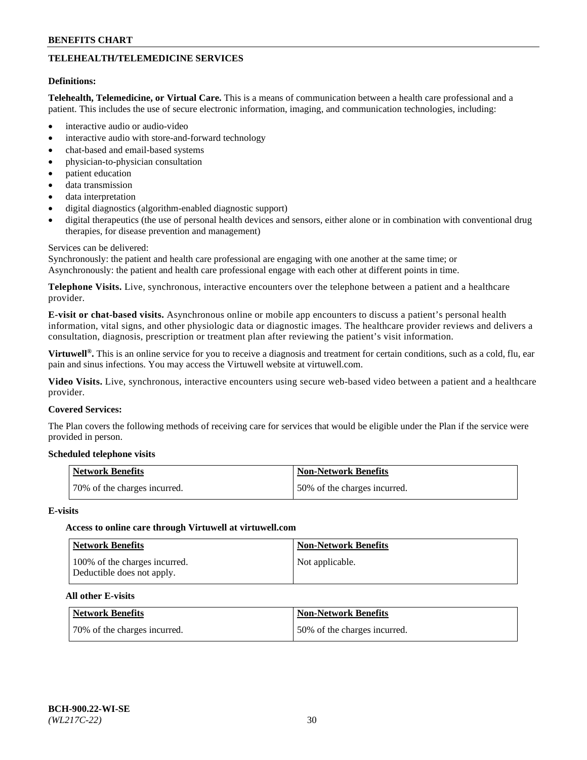## TELEHEALTH/TELEMEDICINE SERVICES

**Definitions:**

**Telehealth, Telemedicine, or Virtual Care.** This is a means of communication between a health care professional and a patient. This includes the use of secure electronic information, imaging, and communication technologies, including:

- interactive audio or audio-video
- interactive audio with store-and-forward technology
- chat-based and email-based systems
- physician-to-physician consultation
- patient education
- data transmission
- data interpretation
- digital diagnostics (algorithm-enabled diagnostic support)
- digital therapeutics (the use of personal health devices and sensors, either alone or in combination with conventional drug therapies, for disease prevention and management)

Services can be delivered:
Synchronously: the patient and health care professional are engaging with one another at the same time; or
Asynchronously: the patient and health care professional engage with each other at different points in time.

**Telephone Visits.** Live, synchronous, interactive encounters over the telephone between a patient and a healthcare provider.

**E-visit or chat-based visits.** Asynchronous online or mobile app encounters to discuss a patient's personal health information, vital signs, and other physiologic data or diagnostic images. The healthcare provider reviews and delivers a consultation, diagnosis, prescription or treatment plan after reviewing the patient's visit information.

**Virtuwell®.** This is an online service for you to receive a diagnosis and treatment for certain conditions, such as a cold, flu, ear pain and sinus infections. You may access the Virtuwell website at virtuwell.com.

**Video Visits.** Live, synchronous, interactive encounters using secure web-based video between a patient and a healthcare provider.

**Covered Services:**

The Plan covers the following methods of receiving care for services that would be eligible under the Plan if the service were provided in person.

**Scheduled telephone visits**

| Network Benefits | Non-Network Benefits |
|---|---|
| 70% of the charges incurred. | 50% of the charges incurred. |

**E-visits**

**Access to online care through Virtuwell at virtuwell.com**

| Network Benefits | Non-Network Benefits |
|---|---|
| 100% of the charges incurred. Deductible does not apply. | Not applicable. |

**All other E-visits**

| Network Benefits | Non-Network Benefits |
|---|---|
| 70% of the charges incurred. | 50% of the charges incurred. |

BCH-900.22-WI-SE
*(WL217C-22)*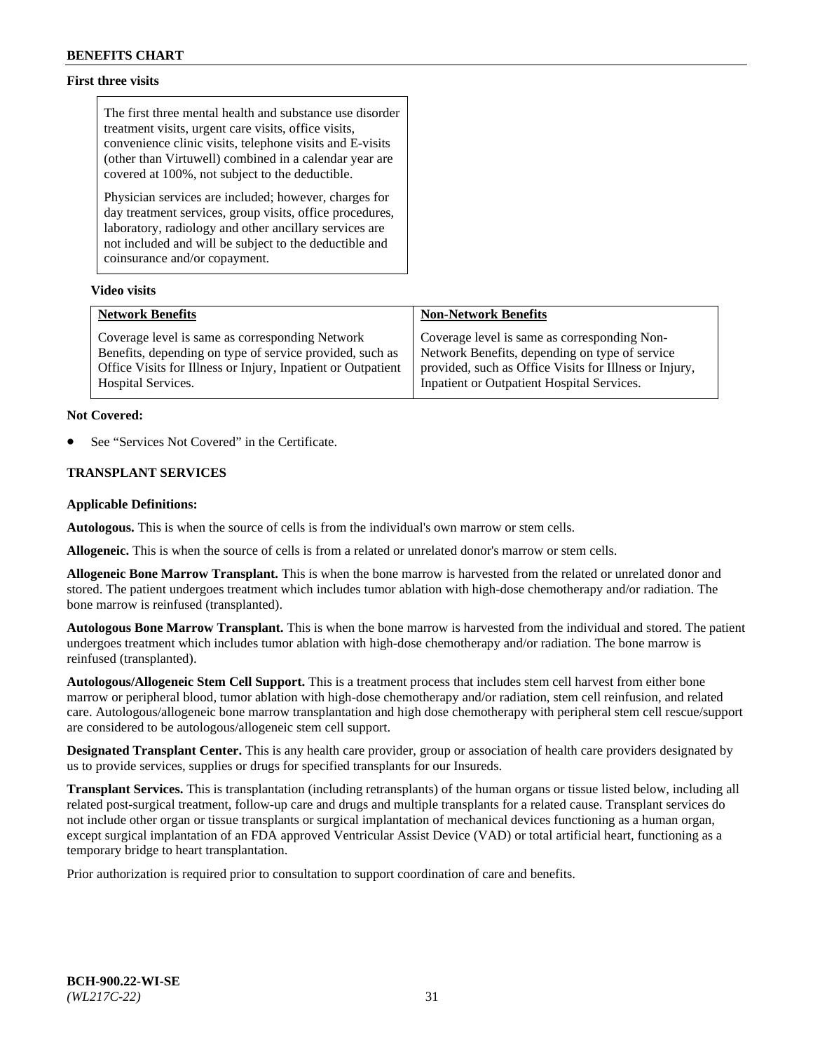**First three visits**

The first three mental health and substance use disorder treatment visits, urgent care visits, office visits, convenience clinic visits, telephone visits and E-visits (other than Virtuwell) combined in a calendar year are covered at 100%, not subject to the deductible.

Physician services are included; however, charges for day treatment services, group visits, office procedures, laboratory, radiology and other ancillary services are not included and will be subject to the deductible and coinsurance and/or copayment.

**Video visits**

| Network Benefits | Non-Network Benefits |
|---|---|
| Coverage level is same as corresponding Network Benefits, depending on type of service provided, such as Office Visits for Illness or Injury, Inpatient or Outpatient Hospital Services. | Coverage level is same as corresponding Non-Network Benefits, depending on type of service provided, such as Office Visits for Illness or Injury, Inpatient or Outpatient Hospital Services. |

**Not Covered:**

- See "Services Not Covered" in the Certificate.

**TRANSPLANT SERVICES**

**Applicable Definitions:**

**Autologous.** This is when the source of cells is from the individual's own marrow or stem cells.

**Allogeneic.** This is when the source of cells is from a related or unrelated donor's marrow or stem cells.

**Allogeneic Bone Marrow Transplant.** This is when the bone marrow is harvested from the related or unrelated donor and stored. The patient undergoes treatment which includes tumor ablation with high-dose chemotherapy and/or radiation. The bone marrow is reinfused (transplanted).

**Autologous Bone Marrow Transplant.** This is when the bone marrow is harvested from the individual and stored. The patient undergoes treatment which includes tumor ablation with high-dose chemotherapy and/or radiation. The bone marrow is reinfused (transplanted).

**Autologous/Allogeneic Stem Cell Support.** This is a treatment process that includes stem cell harvest from either bone marrow or peripheral blood, tumor ablation with high-dose chemotherapy and/or radiation, stem cell reinfusion, and related care. Autologous/allogeneic bone marrow transplantation and high dose chemotherapy with peripheral stem cell rescue/support are considered to be autologous/allogeneic stem cell support.

**Designated Transplant Center.** This is any health care provider, group or association of health care providers designated by us to provide services, supplies or drugs for specified transplants for our Insureds.

**Transplant Services.** This is transplantation (including retransplants) of the human organs or tissue listed below, including all related post-surgical treatment, follow-up care and drugs and multiple transplants for a related cause. Transplant services do not include other organ or tissue transplants or surgical implantation of mechanical devices functioning as a human organ, except surgical implantation of an FDA approved Ventricular Assist Device (VAD) or total artificial heart, functioning as a temporary bridge to heart transplantation.

Prior authorization is required prior to consultation to support coordination of care and benefits.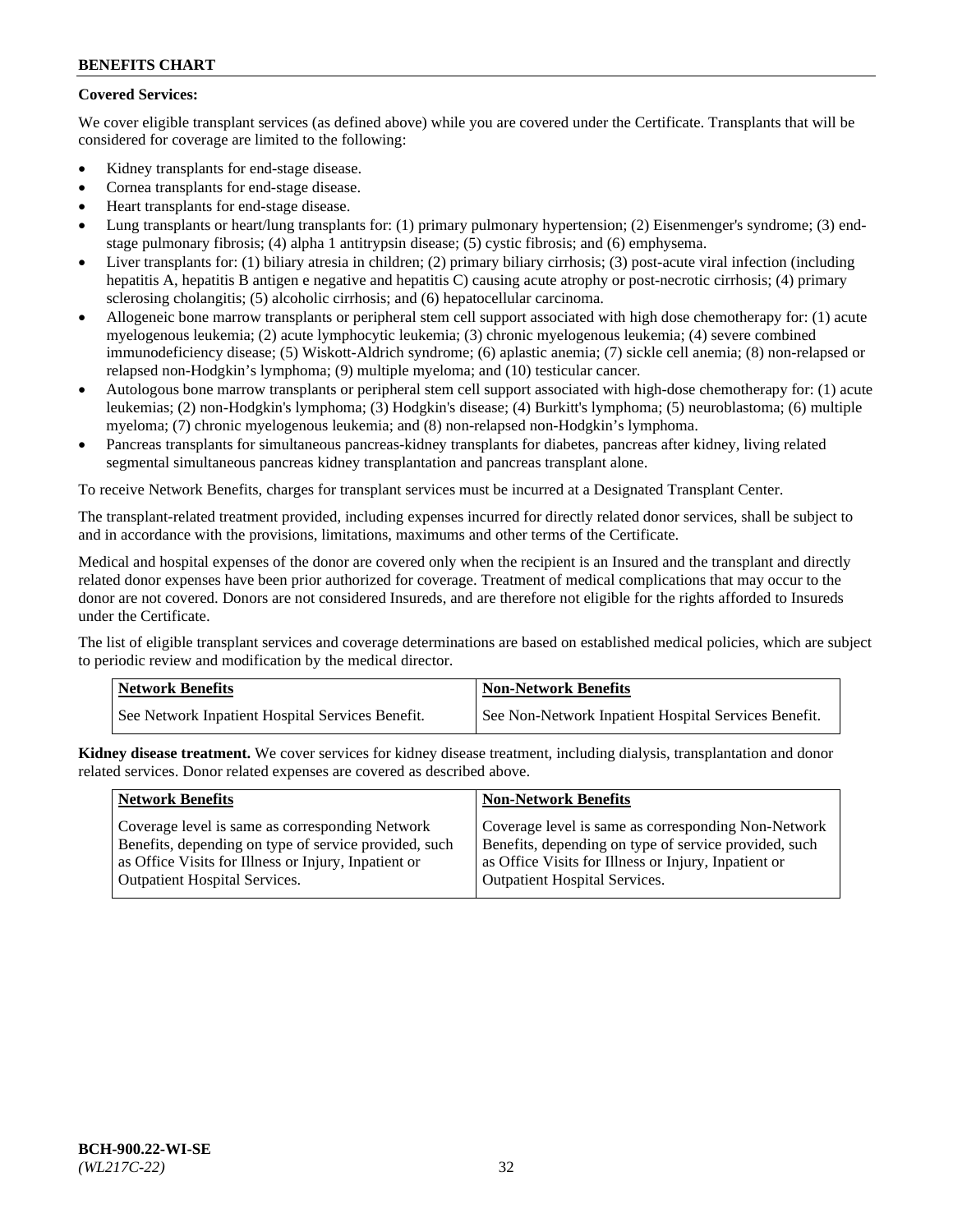**Covered Services:**

We cover eligible transplant services (as defined above) while you are covered under the Certificate. Transplants that will be considered for coverage are limited to the following:

- Kidney transplants for end-stage disease.
- Cornea transplants for end-stage disease.
- Heart transplants for end-stage disease.
- Lung transplants or heart/lung transplants for: (1) primary pulmonary hypertension; (2) Eisenmenger's syndrome; (3) end-stage pulmonary fibrosis; (4) alpha 1 antitrypsin disease; (5) cystic fibrosis; and (6) emphysema.
- Liver transplants for: (1) biliary atresia in children; (2) primary biliary cirrhosis; (3) post-acute viral infection (including hepatitis A, hepatitis B antigen e negative and hepatitis C) causing acute atrophy or post-necrotic cirrhosis; (4) primary sclerosing cholangitis; (5) alcoholic cirrhosis; and (6) hepatocellular carcinoma.
- Allogeneic bone marrow transplants or peripheral stem cell support associated with high dose chemotherapy for: (1) acute myelogenous leukemia; (2) acute lymphocytic leukemia; (3) chronic myelogenous leukemia; (4) severe combined immunodeficiency disease; (5) Wiskott-Aldrich syndrome; (6) aplastic anemia; (7) sickle cell anemia; (8) non-relapsed or relapsed non-Hodgkin's lymphoma; (9) multiple myeloma; and (10) testicular cancer.
- Autologous bone marrow transplants or peripheral stem cell support associated with high-dose chemotherapy for: (1) acute leukemias; (2) non-Hodgkin's lymphoma; (3) Hodgkin's disease; (4) Burkitt's lymphoma; (5) neuroblastoma; (6) multiple myeloma; (7) chronic myelogenous leukemia; and (8) non-relapsed non-Hodgkin's lymphoma.
- Pancreas transplants for simultaneous pancreas-kidney transplants for diabetes, pancreas after kidney, living related segmental simultaneous pancreas kidney transplantation and pancreas transplant alone.

To receive Network Benefits, charges for transplant services must be incurred at a Designated Transplant Center.

The transplant-related treatment provided, including expenses incurred for directly related donor services, shall be subject to and in accordance with the provisions, limitations, maximums and other terms of the Certificate.

Medical and hospital expenses of the donor are covered only when the recipient is an Insured and the transplant and directly related donor expenses have been prior authorized for coverage. Treatment of medical complications that may occur to the donor are not covered. Donors are not considered Insureds, and are therefore not eligible for the rights afforded to Insureds under the Certificate.

The list of eligible transplant services and coverage determinations are based on established medical policies, which are subject to periodic review and modification by the medical director.

| Network Benefits | Non-Network Benefits |
| --- | --- |
| See Network Inpatient Hospital Services Benefit. | See Non-Network Inpatient Hospital Services Benefit. |

**Kidney disease treatment.** We cover services for kidney disease treatment, including dialysis, transplantation and donor related services. Donor related expenses are covered as described above.

| Network Benefits | Non-Network Benefits |
| --- | --- |
| Coverage level is same as corresponding Network Benefits, depending on type of service provided, such as Office Visits for Illness or Injury, Inpatient or Outpatient Hospital Services. | Coverage level is same as corresponding Non-Network Benefits, depending on type of service provided, such as Office Visits for Illness or Injury, Inpatient or Outpatient Hospital Services. |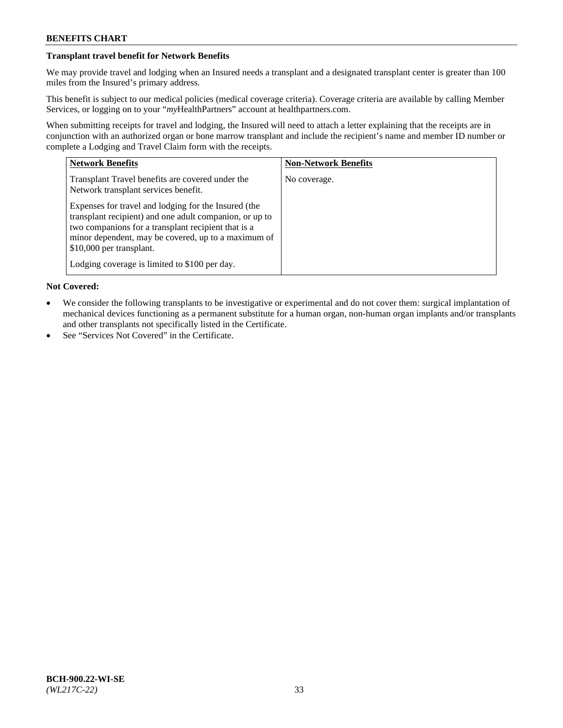### Transplant travel benefit for Network Benefits

We may provide travel and lodging when an Insured needs a transplant and a designated transplant center is greater than 100 miles from the Insured's primary address.

This benefit is subject to our medical policies (medical coverage criteria). Coverage criteria are available by calling Member Services, or logging on to your "*my*HealthPartners" account at healthpartners.com.

When submitting receipts for travel and lodging, the Insured will need to attach a letter explaining that the receipts are in conjunction with an authorized organ or bone marrow transplant and include the recipient's name and member ID number or complete a Lodging and Travel Claim form with the receipts.

| Network Benefits | Non-Network Benefits |
|---|---|
| Transplant Travel benefits are covered under the Network transplant services benefit.<br><br>Expenses for travel and lodging for the Insured (the transplant recipient) and one adult companion, or up to two companions for a transplant recipient that is a minor dependent, may be covered, up to a maximum of $10,000 per transplant.<br><br>Lodging coverage is limited to $100 per day. | No coverage. |

**Not Covered:**

- We consider the following transplants to be investigative or experimental and do not cover them: surgical implantation of mechanical devices functioning as a permanent substitute for a human organ, non-human organ implants and/or transplants and other transplants not specifically listed in the Certificate.
- See "Services Not Covered" in the Certificate.